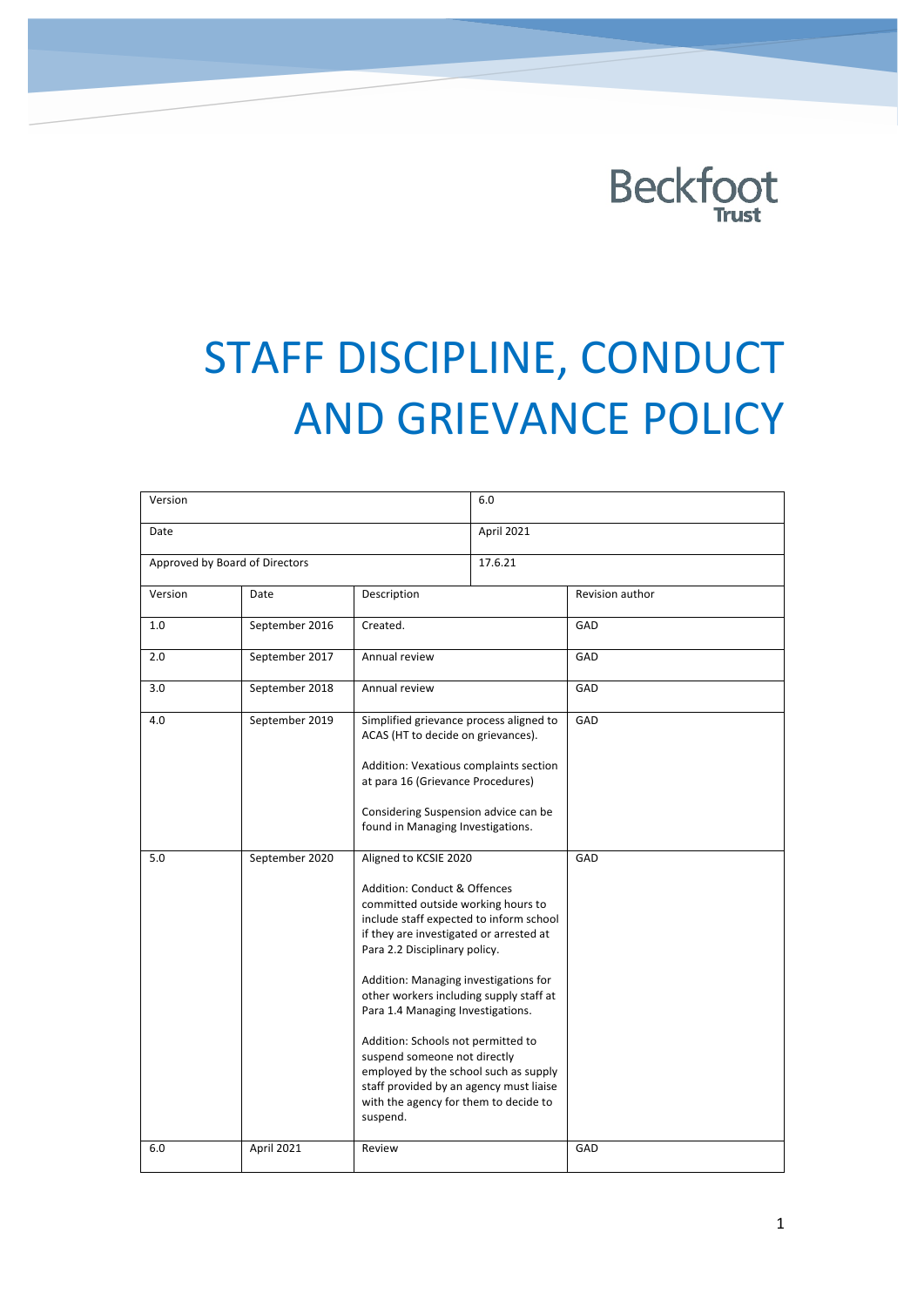Beckfoot Trust

# STAFF DISCIPLINE, CONDUCT AND GRIEVANCE POLICY

| Version | 6.0 |
|---|---|
| Date | April 2021 |
| Approved by Board of Directors | 17.6.21 |

| Version | Date | Description | Revision author |
|---|---|---|---|
| 1.0 | September 2016 | Created. | GAD |
| 2.0 | September 2017 | Annual review | GAD |
| 3.0 | September 2018 | Annual review | GAD |
| 4.0 | September 2019 | Simplified grievance process aligned to ACAS (HT to decide on grievances).<br><br>Addition: Vexatious complaints section at para 16 (Grievance Procedures)<br><br>Considering Suspension advice can be found in Managing Investigations. | GAD |
| 5.0 | September 2020 | Aligned to KCSIE 2020<br><br>Addition: Conduct & Offences committed outside working hours to include staff expected to inform school if they are investigated or arrested at Para 2.2 Disciplinary policy.<br><br>Addition: Managing investigations for other workers including supply staff at Para 1.4 Managing Investigations.<br><br>Addition: Schools not permitted to suspend someone not directly employed by the school such as supply staff provided by an agency must liaise with the agency for them to decide to suspend. | GAD |
| 6.0 | April 2021 | Review | GAD |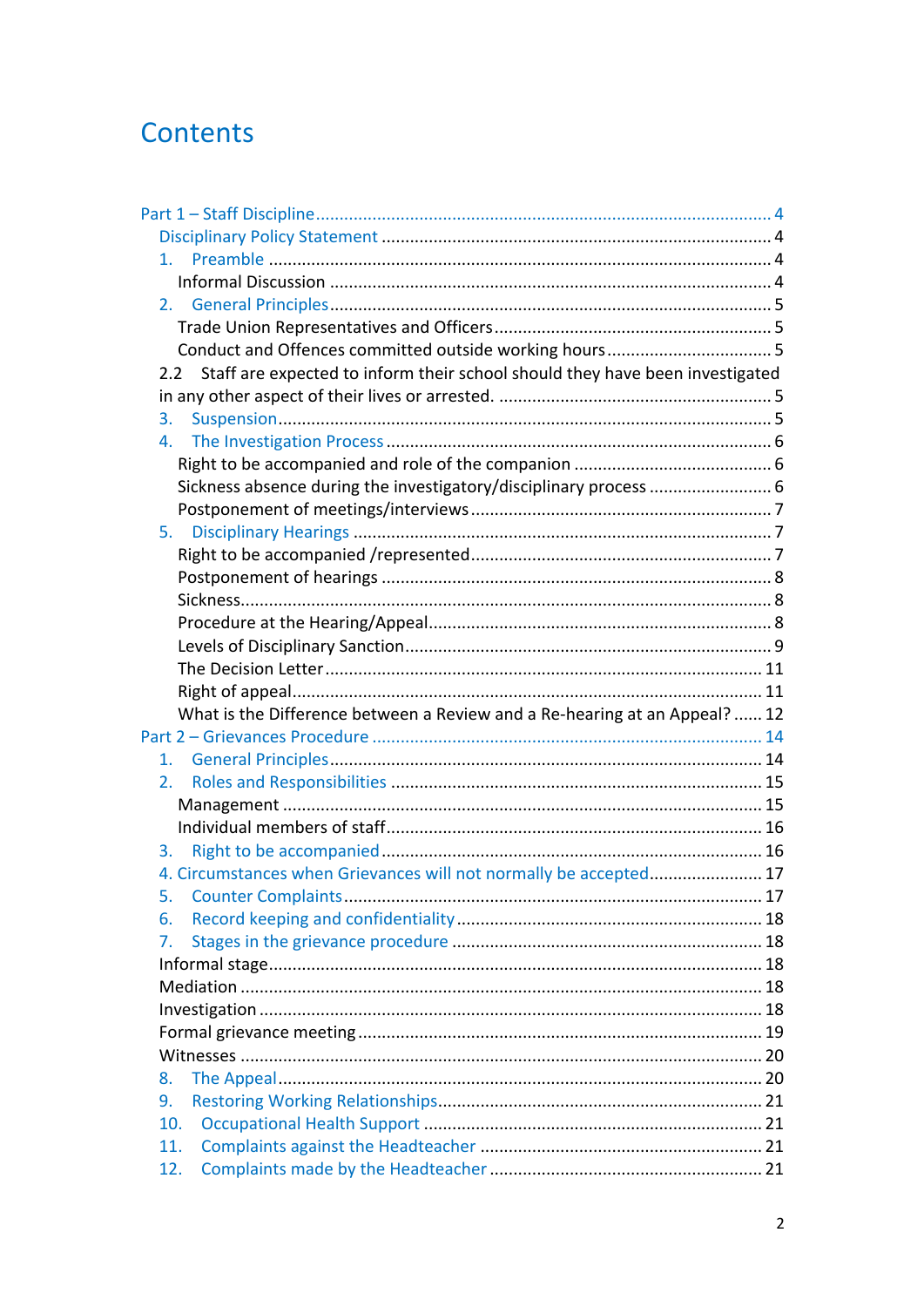# Contents

Part 1 – Staff Discipline ........ 4

- Disciplinary Policy Statement ........ 4
- 1. Preamble ........ 4
  - Informal Discussion ........ 4
- 2. General Principles ........ 5
  - Trade Union Representatives and Officers ........ 5
  - Conduct and Offences committed outside working hours ........ 5
- 2.2 Staff are expected to inform their school should they have been investigated in any other aspect of their lives or arrested. ........ 5
- 3. Suspension ........ 5
- 4. The Investigation Process ........ 6
  - Right to be accompanied and role of the companion ........ 6
  - Sickness absence during the investigatory/disciplinary process ........ 6
  - Postponement of meetings/interviews ........ 7
- 5. Disciplinary Hearings ........ 7
  - Right to be accompanied /represented ........ 7
  - Postponement of hearings ........ 8
  - Sickness ........ 8
  - Procedure at the Hearing/Appeal ........ 8
  - Levels of Disciplinary Sanction ........ 9
  - The Decision Letter ........ 11
  - Right of appeal ........ 11
  - What is the Difference between a Review and a Re-hearing at an Appeal? ........ 12

Part 2 – Grievances Procedure ........ 14

- 1. General Principles ........ 14
- 2. Roles and Responsibilities ........ 15
  - Management ........ 15
  - Individual members of staff ........ 16
- 3. Right to be accompanied ........ 16
- 4. Circumstances when Grievances will not normally be accepted ........ 17
- 5. Counter Complaints ........ 17
- 6. Record keeping and confidentiality ........ 18
- 7. Stages in the grievance procedure ........ 18
- Informal stage ........ 18
- Mediation ........ 18
- Investigation ........ 18
- Formal grievance meeting ........ 19
- Witnesses ........ 20
- 8. The Appeal ........ 20
- 9. Restoring Working Relationships ........ 21
- 10. Occupational Health Support ........ 21
- 11. Complaints against the Headteacher ........ 21
- 12. Complaints made by the Headteacher ........ 21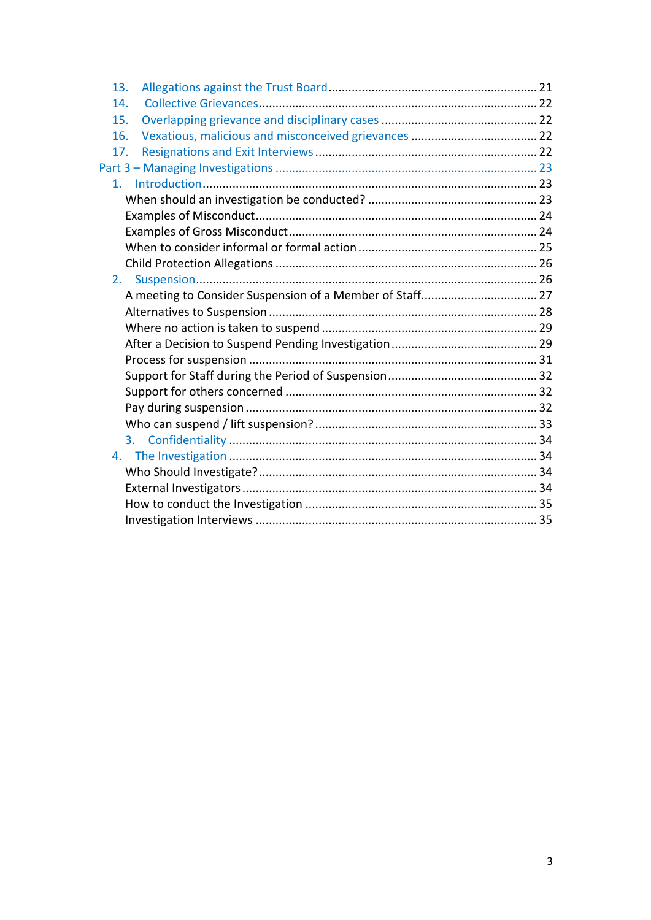13. Allegations against the Trust Board ........................................................... 21
14. Collective Grievances ................................................................................. 22
15. Overlapping grievance and disciplinary cases ............................................. 22
16. Vexatious, malicious and misconceived grievances ..................................... 22
17. Resignations and Exit Interviews ................................................................ 22

Part 3 – Managing Investigations ........................................................................ 23

1. Introduction ................................................................................................... 23
   - When should an investigation be conducted? ............................................. 23
   - Examples of Misconduct ............................................................................... 24
   - Examples of Gross Misconduct .................................................................... 24
   - When to consider informal or formal action ................................................ 25
   - Child Protection Allegations ........................................................................ 26
2. Suspension ..................................................................................................... 26
   - A meeting to Consider Suspension of a Member of Staff ............................... 27
   - Alternatives to Suspension .......................................................................... 28
   - Where no action is taken to suspend ........................................................... 29
   - After a Decision to Suspend Pending Investigation ....................................... 29
   - Process for suspension ................................................................................ 31
   - Support for Staff during the Period of Suspension ........................................ 32
   - Support for others concerned ...................................................................... 32
   - Pay during suspension ................................................................................. 32
   - Who can suspend / lift suspension? ............................................................. 33
   3. Confidentiality ........................................................................................... 34
4. The Investigation ........................................................................................... 34
   - Who Should Investigate? ............................................................................. 34
   - External Investigators ................................................................................. 34
   - How to conduct the Investigation ................................................................ 35
   - Investigation Interviews .............................................................................. 35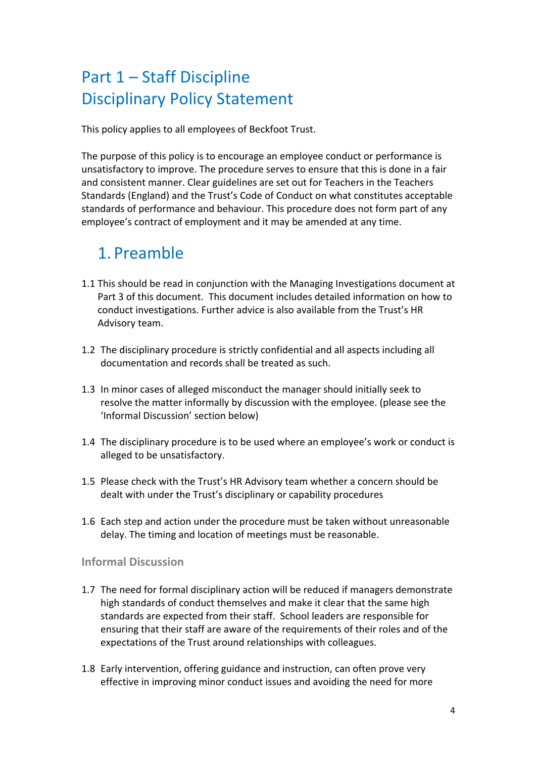# Part 1 – Staff Discipline
# Disciplinary Policy Statement

This policy applies to all employees of Beckfoot Trust.

The purpose of this policy is to encourage an employee conduct or performance is unsatisfactory to improve. The procedure serves to ensure that this is done in a fair and consistent manner. Clear guidelines are set out for Teachers in the Teachers Standards (England) and the Trust's Code of Conduct on what constitutes acceptable standards of performance and behaviour. This procedure does not form part of any employee's contract of employment and it may be amended at any time.

## 1. Preamble

1.1 This should be read in conjunction with the Managing Investigations document at Part 3 of this document. This document includes detailed information on how to conduct investigations. Further advice is also available from the Trust's HR Advisory team.

1.2 The disciplinary procedure is strictly confidential and all aspects including all documentation and records shall be treated as such.

1.3 In minor cases of alleged misconduct the manager should initially seek to resolve the matter informally by discussion with the employee. (please see the 'Informal Discussion' section below)

1.4 The disciplinary procedure is to be used where an employee's work or conduct is alleged to be unsatisfactory.

1.5 Please check with the Trust's HR Advisory team whether a concern should be dealt with under the Trust's disciplinary or capability procedures

1.6 Each step and action under the procedure must be taken without unreasonable delay. The timing and location of meetings must be reasonable.

### Informal Discussion

1.7 The need for formal disciplinary action will be reduced if managers demonstrate high standards of conduct themselves and make it clear that the same high standards are expected from their staff. School leaders are responsible for ensuring that their staff are aware of the requirements of their roles and of the expectations of the Trust around relationships with colleagues.

1.8 Early intervention, offering guidance and instruction, can often prove very effective in improving minor conduct issues and avoiding the need for more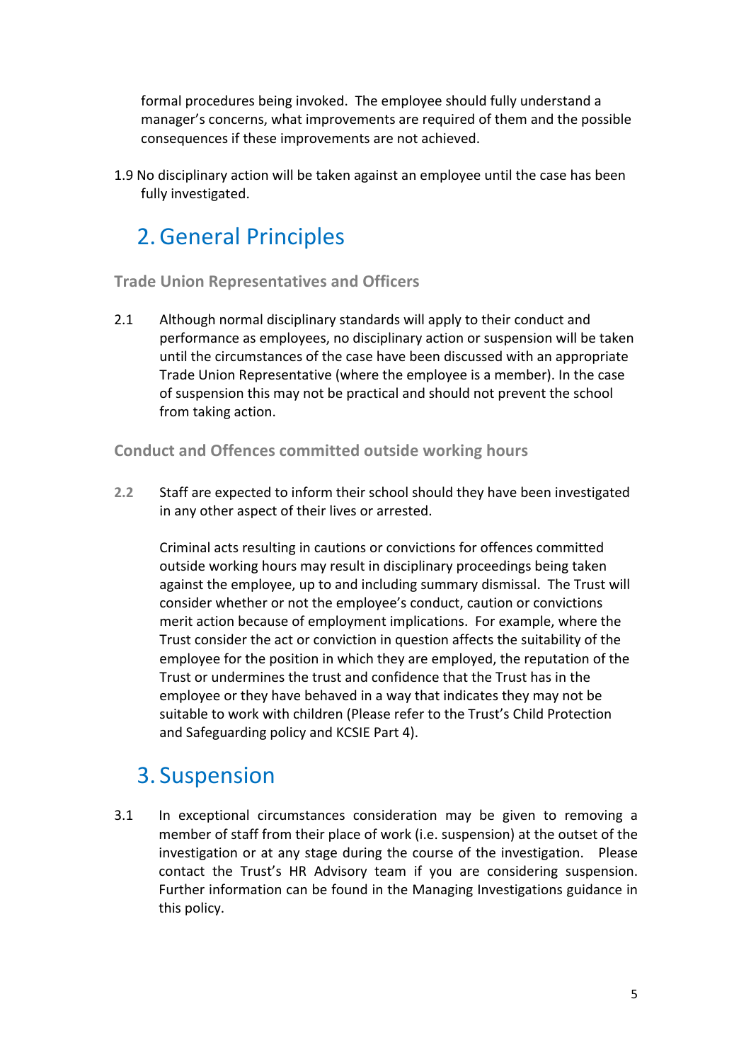formal procedures being invoked. The employee should fully understand a manager's concerns, what improvements are required of them and the possible consequences if these improvements are not achieved.

1.9 No disciplinary action will be taken against an employee until the case has been fully investigated.

# 2. General Principles

### Trade Union Representatives and Officers

2.1 Although normal disciplinary standards will apply to their conduct and performance as employees, no disciplinary action or suspension will be taken until the circumstances of the case have been discussed with an appropriate Trade Union Representative (where the employee is a member). In the case of suspension this may not be practical and should not prevent the school from taking action.

### Conduct and Offences committed outside working hours

2.2 Staff are expected to inform their school should they have been investigated in any other aspect of their lives or arrested.

Criminal acts resulting in cautions or convictions for offences committed outside working hours may result in disciplinary proceedings being taken against the employee, up to and including summary dismissal. The Trust will consider whether or not the employee's conduct, caution or convictions merit action because of employment implications. For example, where the Trust consider the act or conviction in question affects the suitability of the employee for the position in which they are employed, the reputation of the Trust or undermines the trust and confidence that the Trust has in the employee or they have behaved in a way that indicates they may not be suitable to work with children (Please refer to the Trust's Child Protection and Safeguarding policy and KCSIE Part 4).

# 3. Suspension

3.1 In exceptional circumstances consideration may be given to removing a member of staff from their place of work (i.e. suspension) at the outset of the investigation or at any stage during the course of the investigation. Please contact the Trust's HR Advisory team if you are considering suspension. Further information can be found in the Managing Investigations guidance in this policy.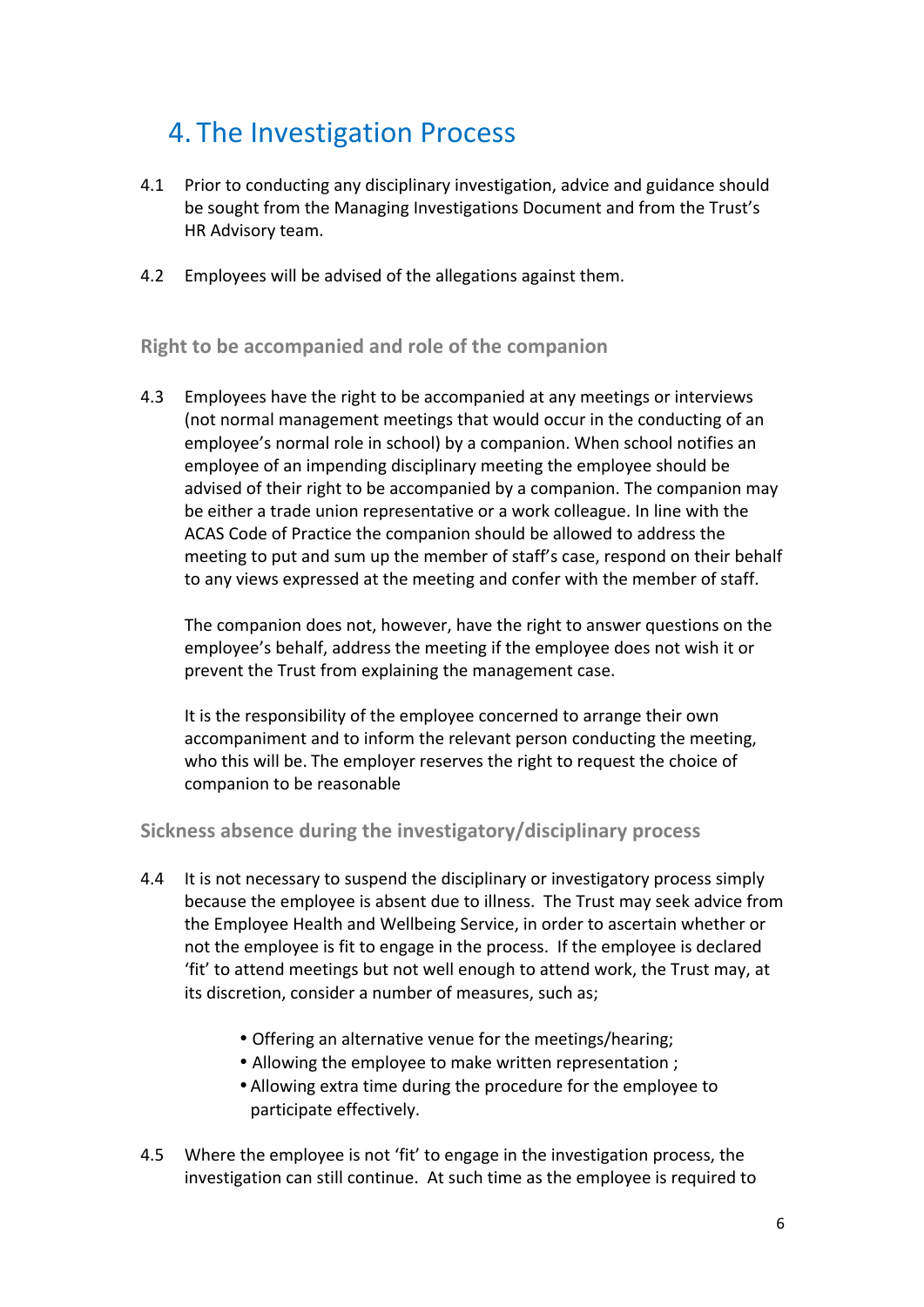# 4. The Investigation Process

4.1 Prior to conducting any disciplinary investigation, advice and guidance should be sought from the Managing Investigations Document and from the Trust's HR Advisory team.

4.2 Employees will be advised of the allegations against them.

## Right to be accompanied and role of the companion

4.3 Employees have the right to be accompanied at any meetings or interviews (not normal management meetings that would occur in the conducting of an employee's normal role in school) by a companion. When school notifies an employee of an impending disciplinary meeting the employee should be advised of their right to be accompanied by a companion. The companion may be either a trade union representative or a work colleague. In line with the ACAS Code of Practice the companion should be allowed to address the meeting to put and sum up the member of staff's case, respond on their behalf to any views expressed at the meeting and confer with the member of staff.

The companion does not, however, have the right to answer questions on the employee's behalf, address the meeting if the employee does not wish it or prevent the Trust from explaining the management case.

It is the responsibility of the employee concerned to arrange their own accompaniment and to inform the relevant person conducting the meeting, who this will be. The employer reserves the right to request the choice of companion to be reasonable

## Sickness absence during the investigatory/disciplinary process

4.4 It is not necessary to suspend the disciplinary or investigatory process simply because the employee is absent due to illness. The Trust may seek advice from the Employee Health and Wellbeing Service, in order to ascertain whether or not the employee is fit to engage in the process. If the employee is declared 'fit' to attend meetings but not well enough to attend work, the Trust may, at its discretion, consider a number of measures, such as;

- Offering an alternative venue for the meetings/hearing;
- Allowing the employee to make written representation ;
- Allowing extra time during the procedure for the employee to participate effectively.

4.5 Where the employee is not 'fit' to engage in the investigation process, the investigation can still continue. At such time as the employee is required to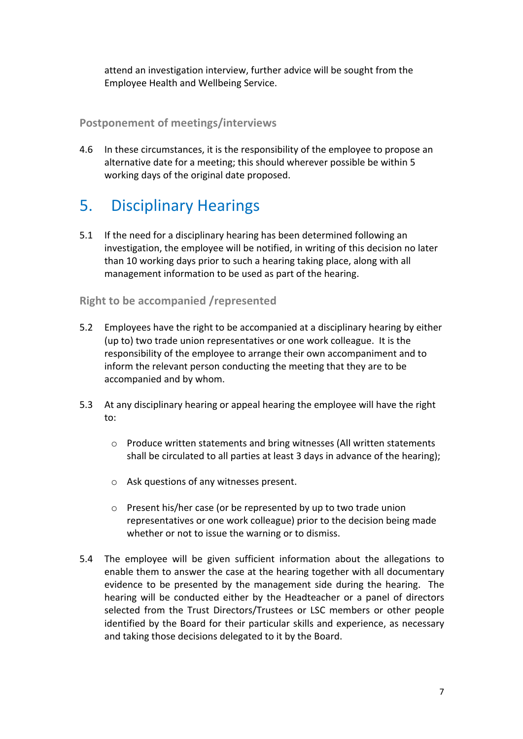attend an investigation interview, further advice will be sought from the Employee Health and Wellbeing Service.

### Postponement of meetings/interviews

4.6 In these circumstances, it is the responsibility of the employee to propose an alternative date for a meeting; this should wherever possible be within 5 working days of the original date proposed.

## 5. Disciplinary Hearings

5.1 If the need for a disciplinary hearing has been determined following an investigation, the employee will be notified, in writing of this decision no later than 10 working days prior to such a hearing taking place, along with all management information to be used as part of the hearing.

### Right to be accompanied /represented

5.2 Employees have the right to be accompanied at a disciplinary hearing by either (up to) two trade union representatives or one work colleague. It is the responsibility of the employee to arrange their own accompaniment and to inform the relevant person conducting the meeting that they are to be accompanied and by whom.

5.3 At any disciplinary hearing or appeal hearing the employee will have the right to:

- Produce written statements and bring witnesses (All written statements shall be circulated to all parties at least 3 days in advance of the hearing);
- Ask questions of any witnesses present.
- Present his/her case (or be represented by up to two trade union representatives or one work colleague) prior to the decision being made whether or not to issue the warning or to dismiss.

5.4 The employee will be given sufficient information about the allegations to enable them to answer the case at the hearing together with all documentary evidence to be presented by the management side during the hearing. The hearing will be conducted either by the Headteacher or a panel of directors selected from the Trust Directors/Trustees or LSC members or other people identified by the Board for their particular skills and experience, as necessary and taking those decisions delegated to it by the Board.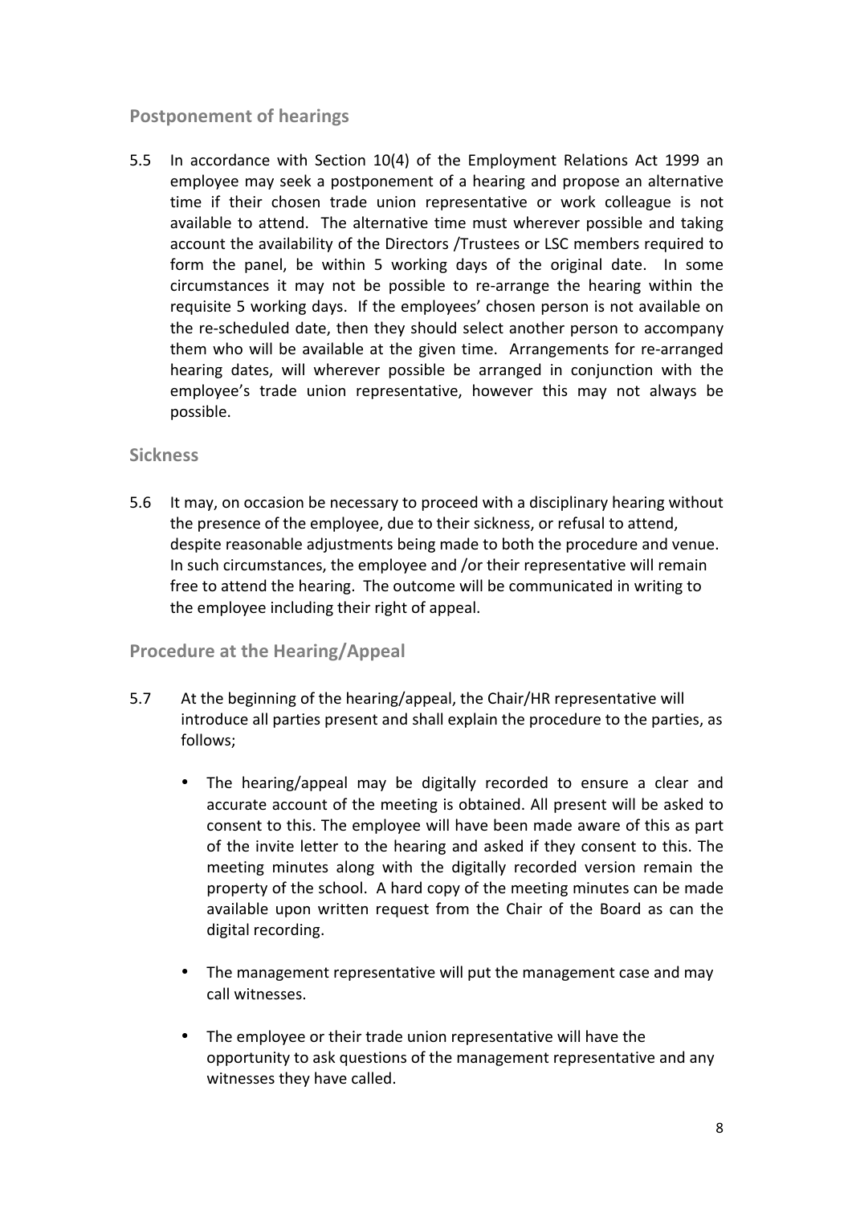### Postponement of hearings

5.5 In accordance with Section 10(4) of the Employment Relations Act 1999 an employee may seek a postponement of a hearing and propose an alternative time if their chosen trade union representative or work colleague is not available to attend. The alternative time must wherever possible and taking account the availability of the Directors /Trustees or LSC members required to form the panel, be within 5 working days of the original date. In some circumstances it may not be possible to re-arrange the hearing within the requisite 5 working days. If the employees' chosen person is not available on the re-scheduled date, then they should select another person to accompany them who will be available at the given time. Arrangements for re-arranged hearing dates, will wherever possible be arranged in conjunction with the employee's trade union representative, however this may not always be possible.

### Sickness

5.6 It may, on occasion be necessary to proceed with a disciplinary hearing without the presence of the employee, due to their sickness, or refusal to attend, despite reasonable adjustments being made to both the procedure and venue. In such circumstances, the employee and /or their representative will remain free to attend the hearing. The outcome will be communicated in writing to the employee including their right of appeal.

### Procedure at the Hearing/Appeal

5.7 At the beginning of the hearing/appeal, the Chair/HR representative will introduce all parties present and shall explain the procedure to the parties, as follows;

- The hearing/appeal may be digitally recorded to ensure a clear and accurate account of the meeting is obtained. All present will be asked to consent to this. The employee will have been made aware of this as part of the invite letter to the hearing and asked if they consent to this. The meeting minutes along with the digitally recorded version remain the property of the school. A hard copy of the meeting minutes can be made available upon written request from the Chair of the Board as can the digital recording.

- The management representative will put the management case and may call witnesses.

- The employee or their trade union representative will have the opportunity to ask questions of the management representative and any witnesses they have called.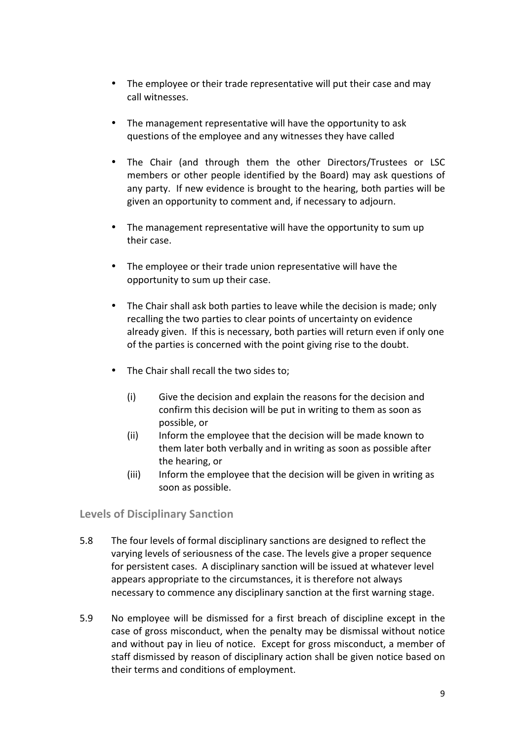- The employee or their trade representative will put their case and may call witnesses.

- The management representative will have the opportunity to ask questions of the employee and any witnesses they have called

- The Chair (and through them the other Directors/Trustees or LSC members or other people identified by the Board) may ask questions of any party. If new evidence is brought to the hearing, both parties will be given an opportunity to comment and, if necessary to adjourn.

- The management representative will have the opportunity to sum up their case.

- The employee or their trade union representative will have the opportunity to sum up their case.

- The Chair shall ask both parties to leave while the decision is made; only recalling the two parties to clear points of uncertainty on evidence already given. If this is necessary, both parties will return even if only one of the parties is concerned with the point giving rise to the doubt.

- The Chair shall recall the two sides to;

  (i) Give the decision and explain the reasons for the decision and confirm this decision will be put in writing to them as soon as possible, or
  
  (ii) Inform the employee that the decision will be made known to them later both verbally and in writing as soon as possible after the hearing, or
  
  (iii) Inform the employee that the decision will be given in writing as soon as possible.

## Levels of Disciplinary Sanction

5.8 The four levels of formal disciplinary sanctions are designed to reflect the varying levels of seriousness of the case. The levels give a proper sequence for persistent cases. A disciplinary sanction will be issued at whatever level appears appropriate to the circumstances, it is therefore not always necessary to commence any disciplinary sanction at the first warning stage.

5.9 No employee will be dismissed for a first breach of discipline except in the case of gross misconduct, when the penalty may be dismissal without notice and without pay in lieu of notice. Except for gross misconduct, a member of staff dismissed by reason of disciplinary action shall be given notice based on their terms and conditions of employment.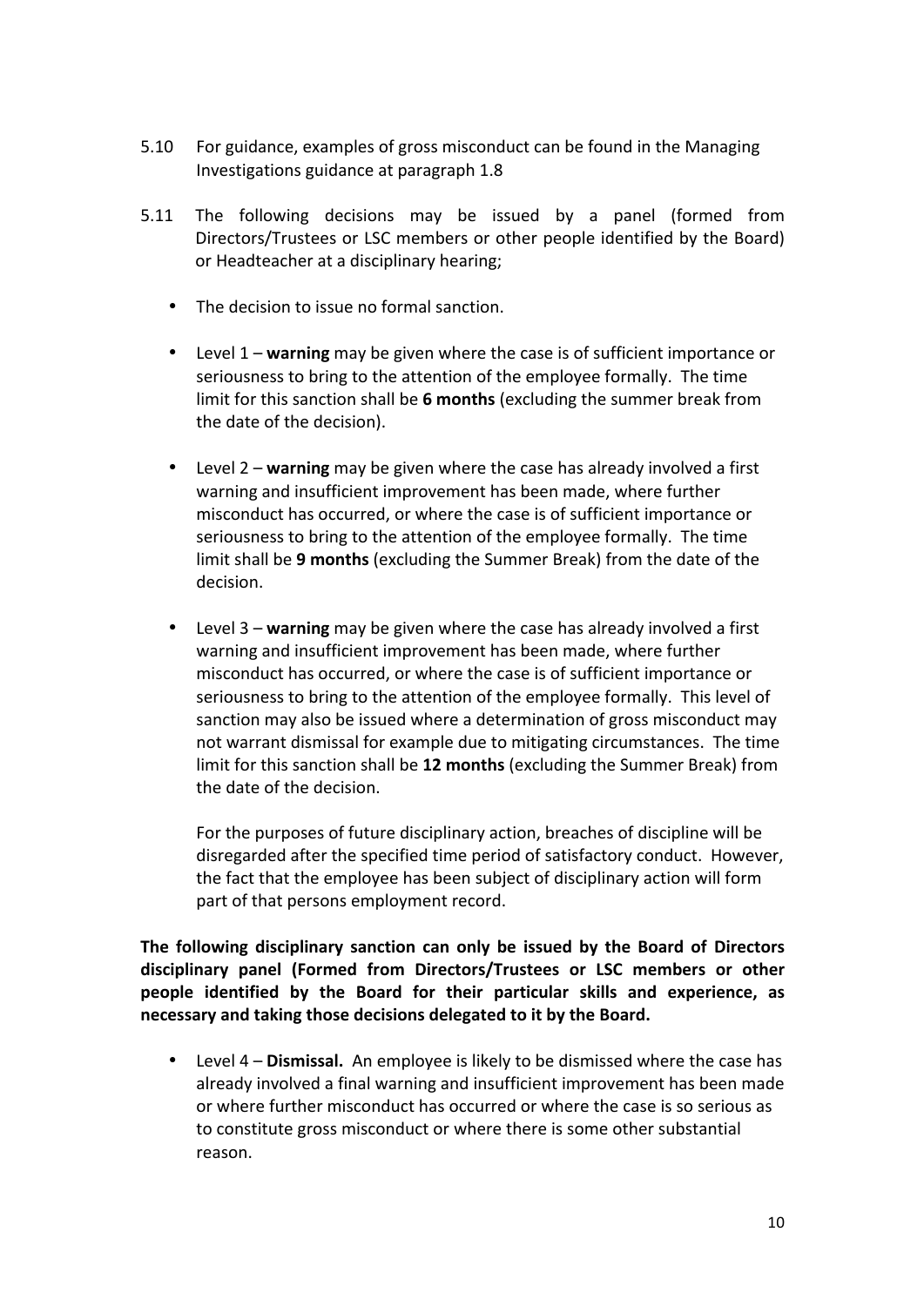5.10 For guidance, examples of gross misconduct can be found in the Managing Investigations guidance at paragraph 1.8

5.11 The following decisions may be issued by a panel (formed from Directors/Trustees or LSC members or other people identified by the Board) or Headteacher at a disciplinary hearing;

- The decision to issue no formal sanction.
- Level 1 – **warning** may be given where the case is of sufficient importance or seriousness to bring to the attention of the employee formally. The time limit for this sanction shall be **6 months** (excluding the summer break from the date of the decision).
- Level 2 – **warning** may be given where the case has already involved a first warning and insufficient improvement has been made, where further misconduct has occurred, or where the case is of sufficient importance or seriousness to bring to the attention of the employee formally. The time limit shall be **9 months** (excluding the Summer Break) from the date of the decision.
- Level 3 – **warning** may be given where the case has already involved a first warning and insufficient improvement has been made, where further misconduct has occurred, or where the case is of sufficient importance or seriousness to bring to the attention of the employee formally. This level of sanction may also be issued where a determination of gross misconduct may not warrant dismissal for example due to mitigating circumstances. The time limit for this sanction shall be **12 months** (excluding the Summer Break) from the date of the decision.

  For the purposes of future disciplinary action, breaches of discipline will be disregarded after the specified time period of satisfactory conduct. However, the fact that the employee has been subject of disciplinary action will form part of that persons employment record.

**The following disciplinary sanction can only be issued by the Board of Directors disciplinary panel (Formed from Directors/Trustees or LSC members or other people identified by the Board for their particular skills and experience, as necessary and taking those decisions delegated to it by the Board.**

- Level 4 – **Dismissal.** An employee is likely to be dismissed where the case has already involved a final warning and insufficient improvement has been made or where further misconduct has occurred or where the case is so serious as to constitute gross misconduct or where there is some other substantial reason.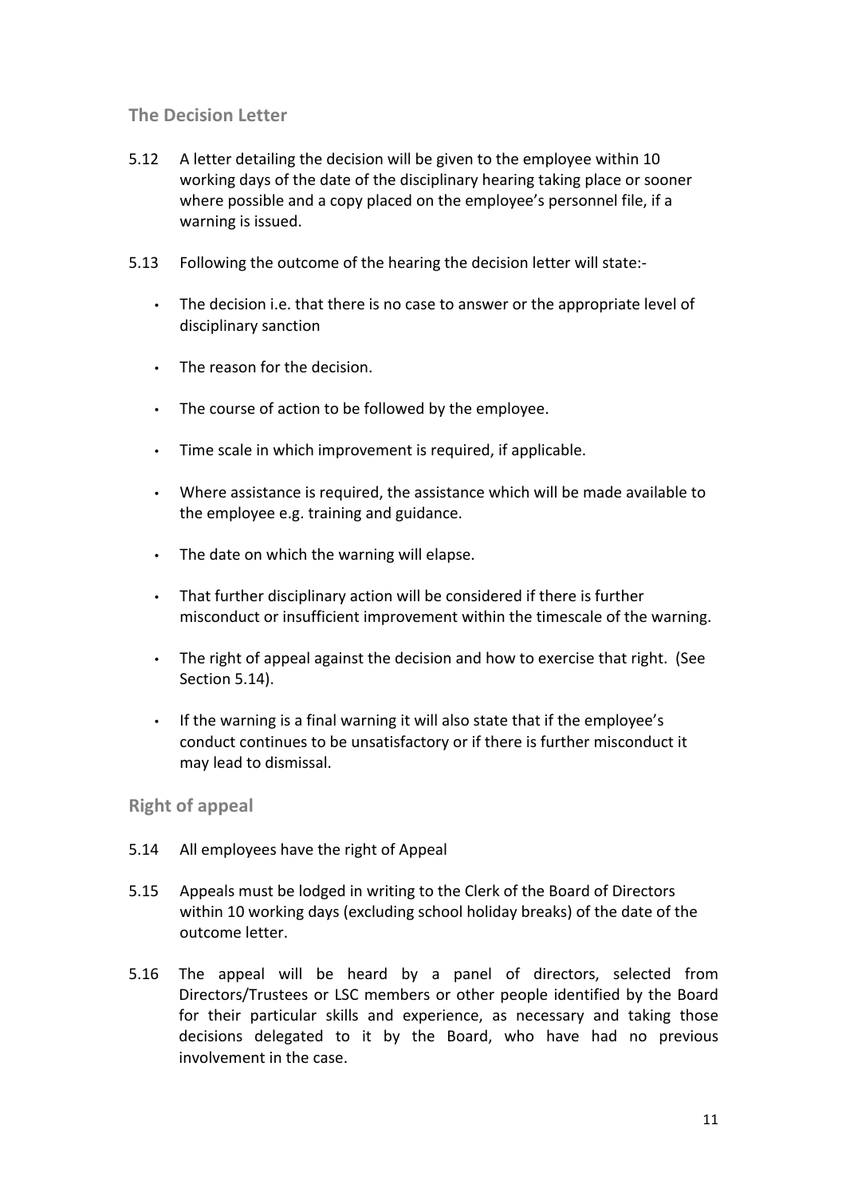### The Decision Letter

5.12 A letter detailing the decision will be given to the employee within 10 working days of the date of the disciplinary hearing taking place or sooner where possible and a copy placed on the employee's personnel file, if a warning is issued.

5.13 Following the outcome of the hearing the decision letter will state:-

- The decision i.e. that there is no case to answer or the appropriate level of disciplinary sanction
- The reason for the decision.
- The course of action to be followed by the employee.
- Time scale in which improvement is required, if applicable.
- Where assistance is required, the assistance which will be made available to the employee e.g. training and guidance.
- The date on which the warning will elapse.
- That further disciplinary action will be considered if there is further misconduct or insufficient improvement within the timescale of the warning.
- The right of appeal against the decision and how to exercise that right. (See Section 5.14).
- If the warning is a final warning it will also state that if the employee's conduct continues to be unsatisfactory or if there is further misconduct it may lead to dismissal.

### Right of appeal

5.14 All employees have the right of Appeal

5.15 Appeals must be lodged in writing to the Clerk of the Board of Directors within 10 working days (excluding school holiday breaks) of the date of the outcome letter.

5.16 The appeal will be heard by a panel of directors, selected from Directors/Trustees or LSC members or other people identified by the Board for their particular skills and experience, as necessary and taking those decisions delegated to it by the Board, who have had no previous involvement in the case.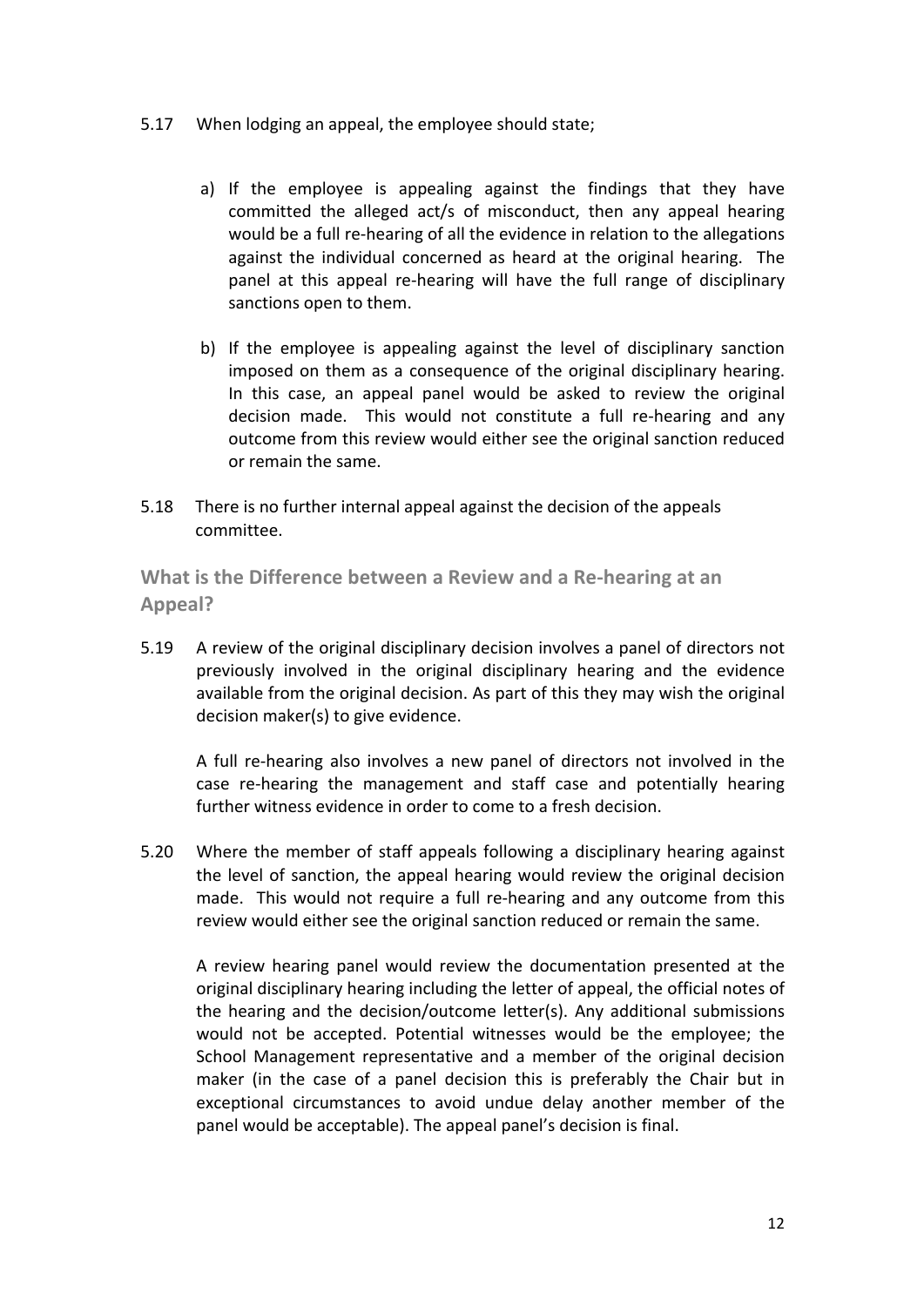5.17 When lodging an appeal, the employee should state;

a) If the employee is appealing against the findings that they have committed the alleged act/s of misconduct, then any appeal hearing would be a full re-hearing of all the evidence in relation to the allegations against the individual concerned as heard at the original hearing. The panel at this appeal re-hearing will have the full range of disciplinary sanctions open to them.

b) If the employee is appealing against the level of disciplinary sanction imposed on them as a consequence of the original disciplinary hearing. In this case, an appeal panel would be asked to review the original decision made. This would not constitute a full re-hearing and any outcome from this review would either see the original sanction reduced or remain the same.

5.18 There is no further internal appeal against the decision of the appeals committee.

## What is the Difference between a Review and a Re-hearing at an Appeal?

5.19 A review of the original disciplinary decision involves a panel of directors not previously involved in the original disciplinary hearing and the evidence available from the original decision. As part of this they may wish the original decision maker(s) to give evidence.

A full re-hearing also involves a new panel of directors not involved in the case re-hearing the management and staff case and potentially hearing further witness evidence in order to come to a fresh decision.

5.20 Where the member of staff appeals following a disciplinary hearing against the level of sanction, the appeal hearing would review the original decision made. This would not require a full re-hearing and any outcome from this review would either see the original sanction reduced or remain the same.

A review hearing panel would review the documentation presented at the original disciplinary hearing including the letter of appeal, the official notes of the hearing and the decision/outcome letter(s). Any additional submissions would not be accepted. Potential witnesses would be the employee; the School Management representative and a member of the original decision maker (in the case of a panel decision this is preferably the Chair but in exceptional circumstances to avoid undue delay another member of the panel would be acceptable). The appeal panel's decision is final.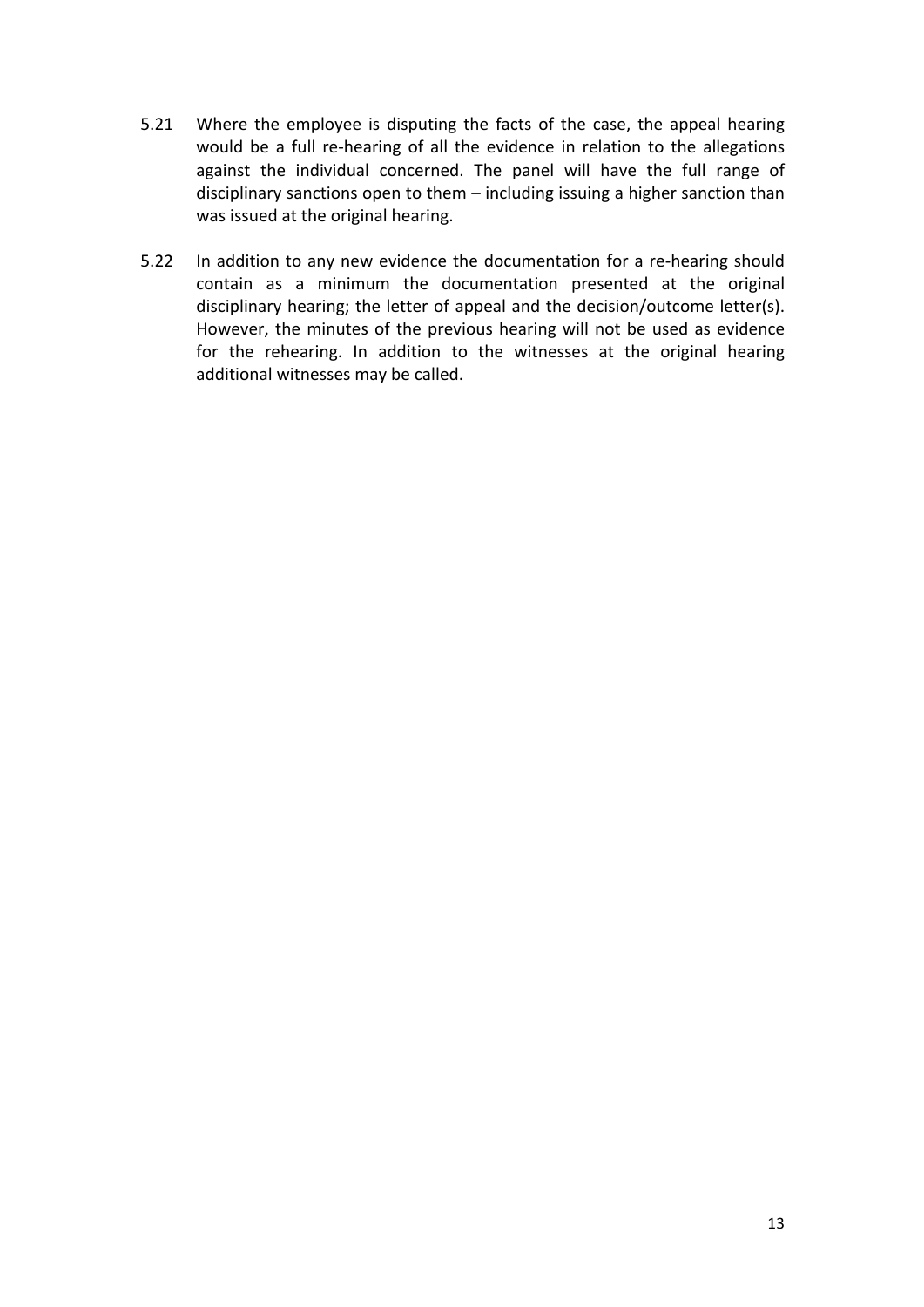5.21 Where the employee is disputing the facts of the case, the appeal hearing would be a full re-hearing of all the evidence in relation to the allegations against the individual concerned. The panel will have the full range of disciplinary sanctions open to them – including issuing a higher sanction than was issued at the original hearing.

5.22 In addition to any new evidence the documentation for a re-hearing should contain as a minimum the documentation presented at the original disciplinary hearing; the letter of appeal and the decision/outcome letter(s). However, the minutes of the previous hearing will not be used as evidence for the rehearing. In addition to the witnesses at the original hearing additional witnesses may be called.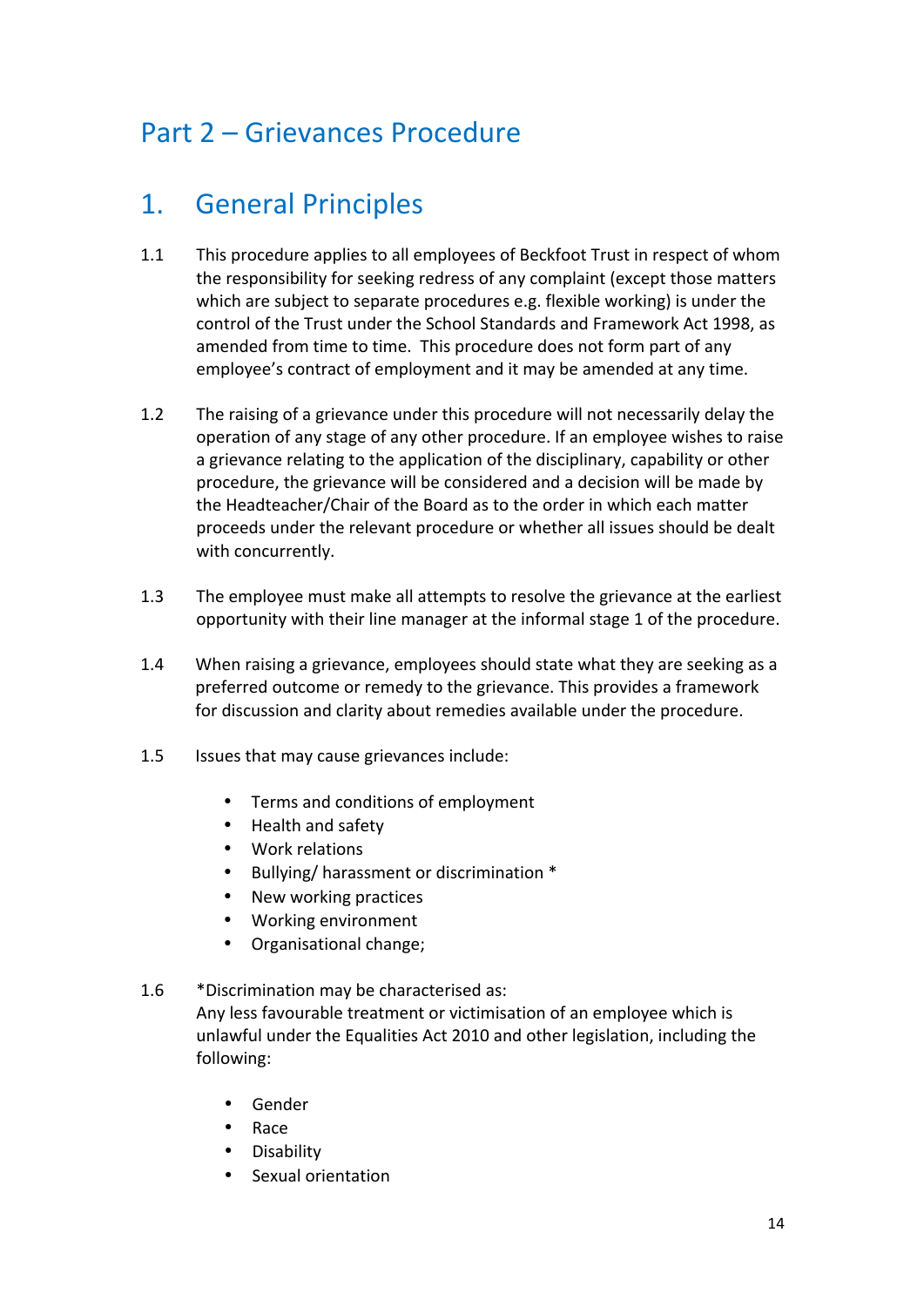# Part 2 – Grievances Procedure

## 1. General Principles

1.1 This procedure applies to all employees of Beckfoot Trust in respect of whom the responsibility for seeking redress of any complaint (except those matters which are subject to separate procedures e.g. flexible working) is under the control of the Trust under the School Standards and Framework Act 1998, as amended from time to time. This procedure does not form part of any employee's contract of employment and it may be amended at any time.

1.2 The raising of a grievance under this procedure will not necessarily delay the operation of any stage of any other procedure. If an employee wishes to raise a grievance relating to the application of the disciplinary, capability or other procedure, the grievance will be considered and a decision will be made by the Headteacher/Chair of the Board as to the order in which each matter proceeds under the relevant procedure or whether all issues should be dealt with concurrently.

1.3 The employee must make all attempts to resolve the grievance at the earliest opportunity with their line manager at the informal stage 1 of the procedure.

1.4 When raising a grievance, employees should state what they are seeking as a preferred outcome or remedy to the grievance. This provides a framework for discussion and clarity about remedies available under the procedure.

1.5 Issues that may cause grievances include:

- Terms and conditions of employment
- Health and safety
- Work relations
- Bullying/ harassment or discrimination *
- New working practices
- Working environment
- Organisational change;

1.6 *Discrimination may be characterised as:
Any less favourable treatment or victimisation of an employee which is unlawful under the Equalities Act 2010 and other legislation, including the following:

- Gender
- Race
- Disability
- Sexual orientation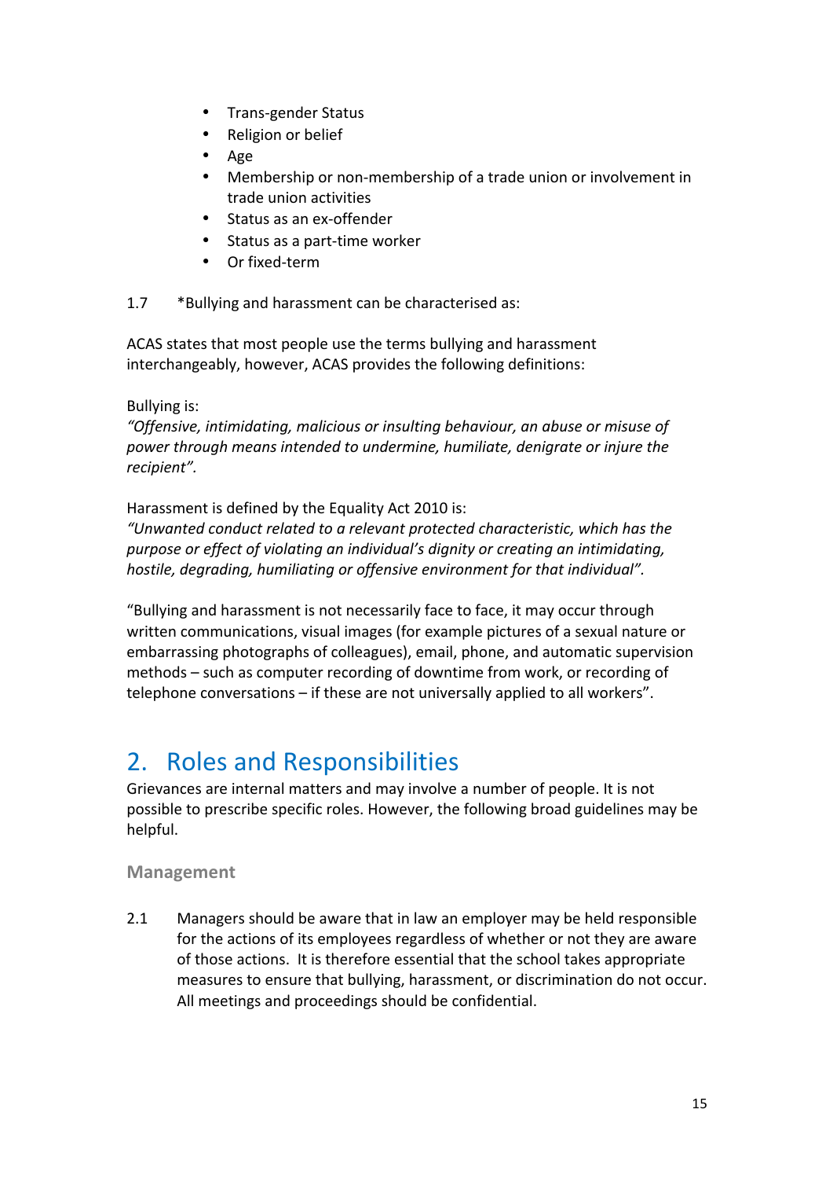- Trans-gender Status
- Religion or belief
- Age
- Membership or non-membership of a trade union or involvement in trade union activities
- Status as an ex-offender
- Status as a part-time worker
- Or fixed-term

1.7 *Bullying and harassment can be characterised as:

ACAS states that most people use the terms bullying and harassment interchangeably, however, ACAS provides the following definitions:

Bullying is:
*"Offensive, intimidating, malicious or insulting behaviour, an abuse or misuse of power through means intended to undermine, humiliate, denigrate or injure the recipient".*

Harassment is defined by the Equality Act 2010 is:
*"Unwanted conduct related to a relevant protected characteristic, which has the purpose or effect of violating an individual's dignity or creating an intimidating, hostile, degrading, humiliating or offensive environment for that individual".*

"Bullying and harassment is not necessarily face to face, it may occur through written communications, visual images (for example pictures of a sexual nature or embarrassing photographs of colleagues), email, phone, and automatic supervision methods – such as computer recording of downtime from work, or recording of telephone conversations – if these are not universally applied to all workers".

# 2. Roles and Responsibilities

Grievances are internal matters and may involve a number of people. It is not possible to prescribe specific roles. However, the following broad guidelines may be helpful.

### Management

2.1 Managers should be aware that in law an employer may be held responsible for the actions of its employees regardless of whether or not they are aware of those actions. It is therefore essential that the school takes appropriate measures to ensure that bullying, harassment, or discrimination do not occur. All meetings and proceedings should be confidential.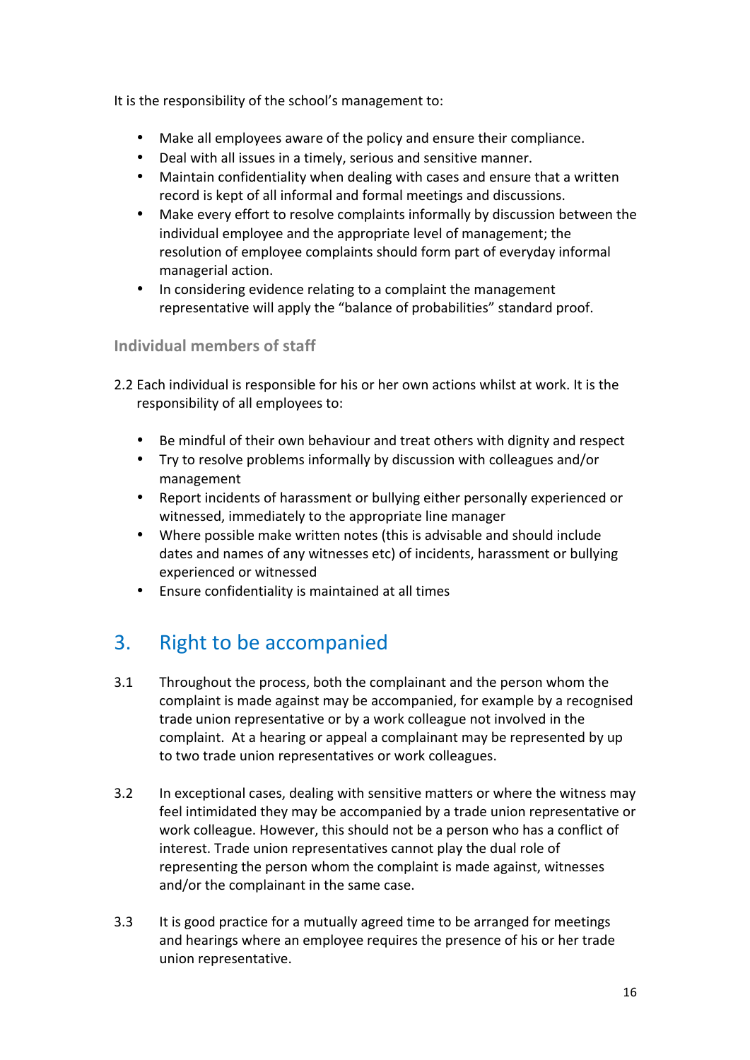It is the responsibility of the school's management to:

- Make all employees aware of the policy and ensure their compliance.
- Deal with all issues in a timely, serious and sensitive manner.
- Maintain confidentiality when dealing with cases and ensure that a written record is kept of all informal and formal meetings and discussions.
- Make every effort to resolve complaints informally by discussion between the individual employee and the appropriate level of management; the resolution of employee complaints should form part of everyday informal managerial action.
- In considering evidence relating to a complaint the management representative will apply the "balance of probabilities" standard proof.

### Individual members of staff

2.2 Each individual is responsible for his or her own actions whilst at work. It is the responsibility of all employees to:

- Be mindful of their own behaviour and treat others with dignity and respect
- Try to resolve problems informally by discussion with colleagues and/or management
- Report incidents of harassment or bullying either personally experienced or witnessed, immediately to the appropriate line manager
- Where possible make written notes (this is advisable and should include dates and names of any witnesses etc) of incidents, harassment or bullying experienced or witnessed
- Ensure confidentiality is maintained at all times

## 3. Right to be accompanied

3.1 Throughout the process, both the complainant and the person whom the complaint is made against may be accompanied, for example by a recognised trade union representative or by a work colleague not involved in the complaint. At a hearing or appeal a complainant may be represented by up to two trade union representatives or work colleagues.

3.2 In exceptional cases, dealing with sensitive matters or where the witness may feel intimidated they may be accompanied by a trade union representative or work colleague. However, this should not be a person who has a conflict of interest. Trade union representatives cannot play the dual role of representing the person whom the complaint is made against, witnesses and/or the complainant in the same case.

3.3 It is good practice for a mutually agreed time to be arranged for meetings and hearings where an employee requires the presence of his or her trade union representative.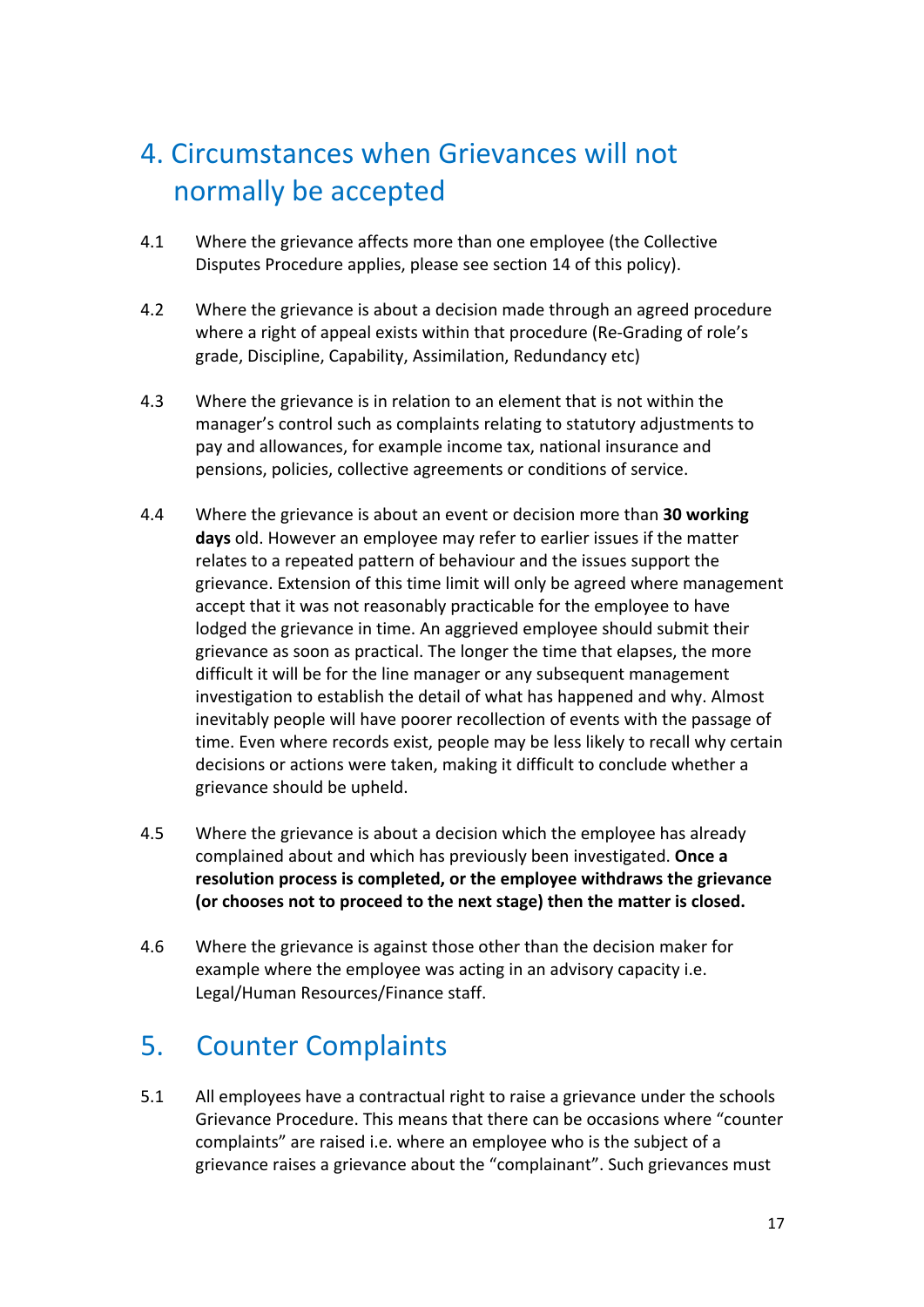## 4. Circumstances when Grievances will not normally be accepted

4.1 Where the grievance affects more than one employee (the Collective Disputes Procedure applies, please see section 14 of this policy).

4.2 Where the grievance is about a decision made through an agreed procedure where a right of appeal exists within that procedure (Re-Grading of role's grade, Discipline, Capability, Assimilation, Redundancy etc)

4.3 Where the grievance is in relation to an element that is not within the manager's control such as complaints relating to statutory adjustments to pay and allowances, for example income tax, national insurance and pensions, policies, collective agreements or conditions of service.

4.4 Where the grievance is about an event or decision more than **30 working days** old. However an employee may refer to earlier issues if the matter relates to a repeated pattern of behaviour and the issues support the grievance. Extension of this time limit will only be agreed where management accept that it was not reasonably practicable for the employee to have lodged the grievance in time. An aggrieved employee should submit their grievance as soon as practical. The longer the time that elapses, the more difficult it will be for the line manager or any subsequent management investigation to establish the detail of what has happened and why. Almost inevitably people will have poorer recollection of events with the passage of time. Even where records exist, people may be less likely to recall why certain decisions or actions were taken, making it difficult to conclude whether a grievance should be upheld.

4.5 Where the grievance is about a decision which the employee has already complained about and which has previously been investigated. **Once a resolution process is completed, or the employee withdraws the grievance (or chooses not to proceed to the next stage) then the matter is closed.**

4.6 Where the grievance is against those other than the decision maker for example where the employee was acting in an advisory capacity i.e. Legal/Human Resources/Finance staff.

## 5. Counter Complaints

5.1 All employees have a contractual right to raise a grievance under the schools Grievance Procedure. This means that there can be occasions where "counter complaints" are raised i.e. where an employee who is the subject of a grievance raises a grievance about the "complainant". Such grievances must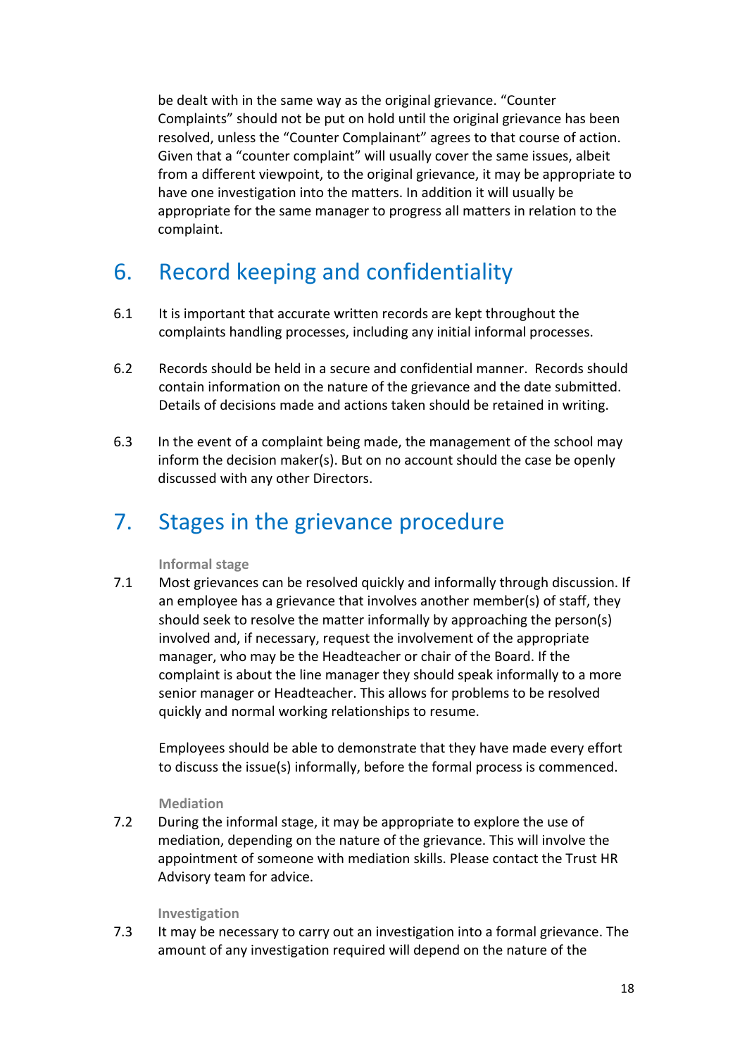be dealt with in the same way as the original grievance. “Counter Complaints” should not be put on hold until the original grievance has been resolved, unless the “Counter Complainant” agrees to that course of action. Given that a “counter complaint” will usually cover the same issues, albeit from a different viewpoint, to the original grievance, it may be appropriate to have one investigation into the matters. In addition it will usually be appropriate for the same manager to progress all matters in relation to the complaint.

## 6. Record keeping and confidentiality

6.1 It is important that accurate written records are kept throughout the complaints handling processes, including any initial informal processes.

6.2 Records should be held in a secure and confidential manner. Records should contain information on the nature of the grievance and the date submitted. Details of decisions made and actions taken should be retained in writing.

6.3 In the event of a complaint being made, the management of the school may inform the decision maker(s). But on no account should the case be openly discussed with any other Directors.

## 7. Stages in the grievance procedure

### Informal stage

7.1 Most grievances can be resolved quickly and informally through discussion. If an employee has a grievance that involves another member(s) of staff, they should seek to resolve the matter informally by approaching the person(s) involved and, if necessary, request the involvement of the appropriate manager, who may be the Headteacher or chair of the Board. If the complaint is about the line manager they should speak informally to a more senior manager or Headteacher. This allows for problems to be resolved quickly and normal working relationships to resume.

Employees should be able to demonstrate that they have made every effort to discuss the issue(s) informally, before the formal process is commenced.

### Mediation

7.2 During the informal stage, it may be appropriate to explore the use of mediation, depending on the nature of the grievance. This will involve the appointment of someone with mediation skills. Please contact the Trust HR Advisory team for advice.

### Investigation

7.3 It may be necessary to carry out an investigation into a formal grievance. The amount of any investigation required will depend on the nature of the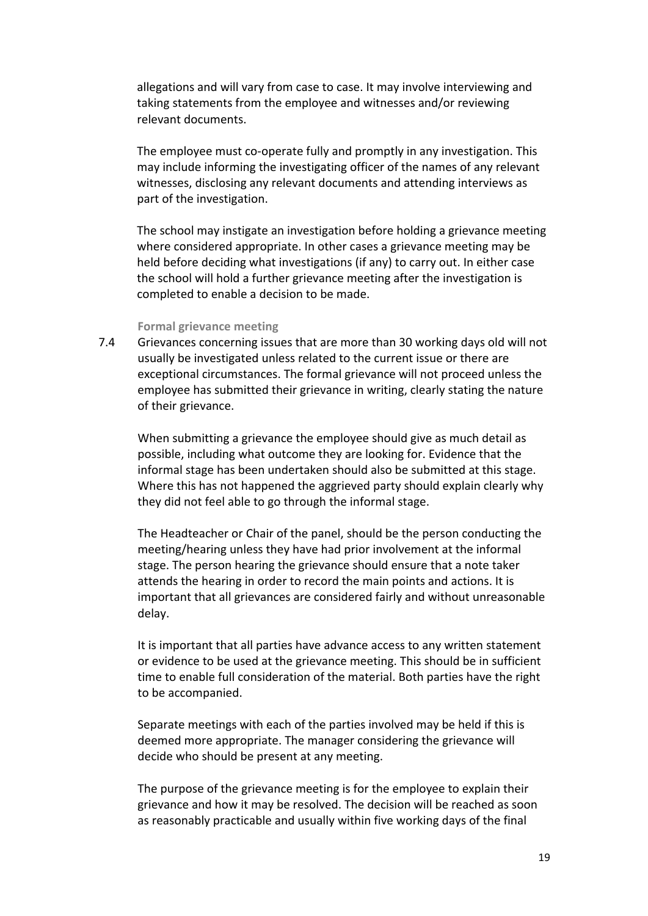allegations and will vary from case to case. It may involve interviewing and taking statements from the employee and witnesses and/or reviewing relevant documents.

The employee must co-operate fully and promptly in any investigation. This may include informing the investigating officer of the names of any relevant witnesses, disclosing any relevant documents and attending interviews as part of the investigation.

The school may instigate an investigation before holding a grievance meeting where considered appropriate. In other cases a grievance meeting may be held before deciding what investigations (if any) to carry out. In either case the school will hold a further grievance meeting after the investigation is completed to enable a decision to be made.

### Formal grievance meeting

7.4 Grievances concerning issues that are more than 30 working days old will not usually be investigated unless related to the current issue or there are exceptional circumstances. The formal grievance will not proceed unless the employee has submitted their grievance in writing, clearly stating the nature of their grievance.

When submitting a grievance the employee should give as much detail as possible, including what outcome they are looking for. Evidence that the informal stage has been undertaken should also be submitted at this stage. Where this has not happened the aggrieved party should explain clearly why they did not feel able to go through the informal stage.

The Headteacher or Chair of the panel, should be the person conducting the meeting/hearing unless they have had prior involvement at the informal stage. The person hearing the grievance should ensure that a note taker attends the hearing in order to record the main points and actions. It is important that all grievances are considered fairly and without unreasonable delay.

It is important that all parties have advance access to any written statement or evidence to be used at the grievance meeting. This should be in sufficient time to enable full consideration of the material. Both parties have the right to be accompanied.

Separate meetings with each of the parties involved may be held if this is deemed more appropriate. The manager considering the grievance will decide who should be present at any meeting.

The purpose of the grievance meeting is for the employee to explain their grievance and how it may be resolved. The decision will be reached as soon as reasonably practicable and usually within five working days of the final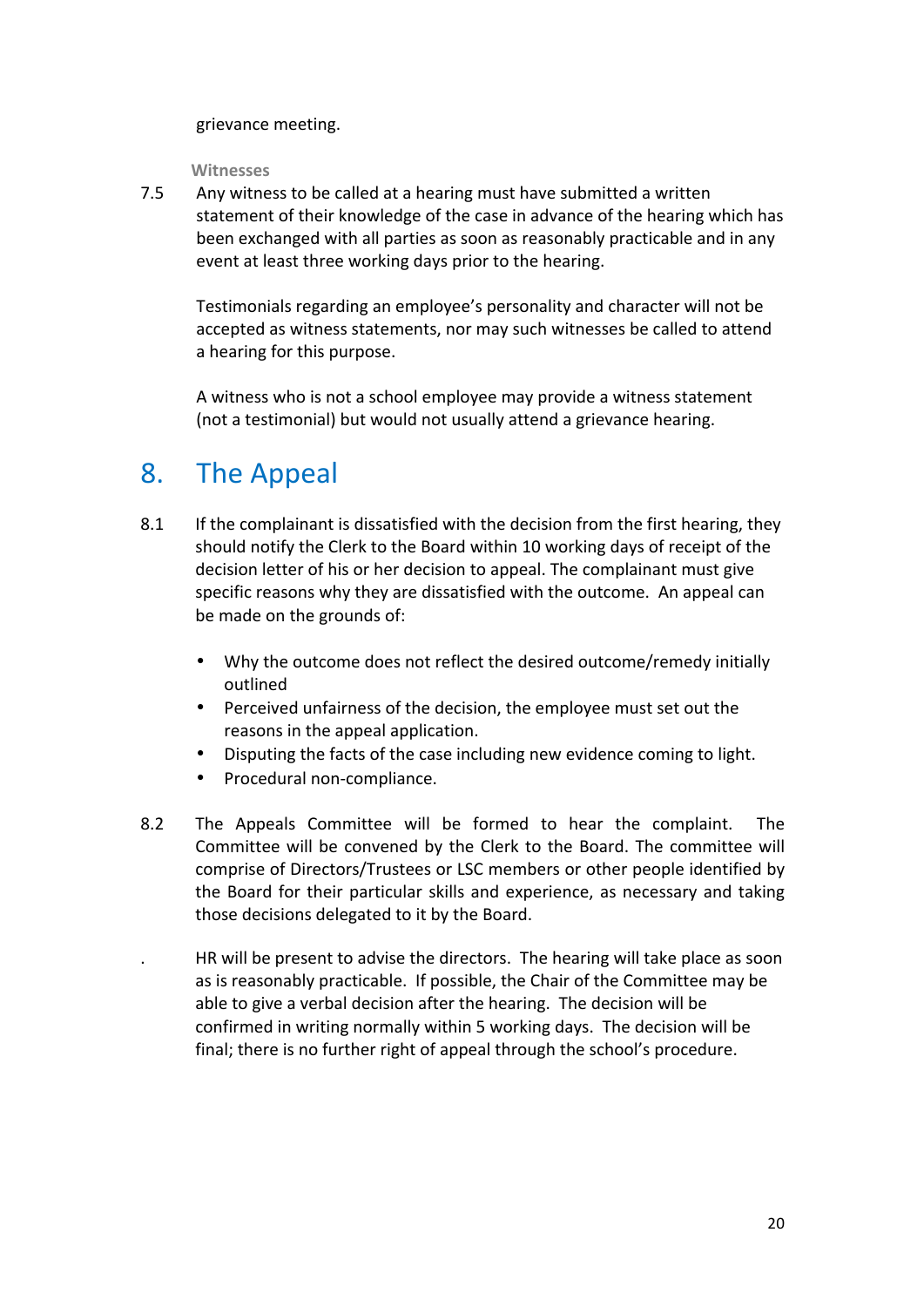grievance meeting.

### Witnesses

7.5 Any witness to be called at a hearing must have submitted a written statement of their knowledge of the case in advance of the hearing which has been exchanged with all parties as soon as reasonably practicable and in any event at least three working days prior to the hearing.

Testimonials regarding an employee's personality and character will not be accepted as witness statements, nor may such witnesses be called to attend a hearing for this purpose.

A witness who is not a school employee may provide a witness statement (not a testimonial) but would not usually attend a grievance hearing.

## 8. The Appeal

8.1 If the complainant is dissatisfied with the decision from the first hearing, they should notify the Clerk to the Board within 10 working days of receipt of the decision letter of his or her decision to appeal. The complainant must give specific reasons why they are dissatisfied with the outcome. An appeal can be made on the grounds of:

- Why the outcome does not reflect the desired outcome/remedy initially outlined
- Perceived unfairness of the decision, the employee must set out the reasons in the appeal application.
- Disputing the facts of the case including new evidence coming to light.
- Procedural non-compliance.

8.2 The Appeals Committee will be formed to hear the complaint. The Committee will be convened by the Clerk to the Board. The committee will comprise of Directors/Trustees or LSC members or other people identified by the Board for their particular skills and experience, as necessary and taking those decisions delegated to it by the Board.

. HR will be present to advise the directors. The hearing will take place as soon as is reasonably practicable. If possible, the Chair of the Committee may be able to give a verbal decision after the hearing. The decision will be confirmed in writing normally within 5 working days. The decision will be final; there is no further right of appeal through the school's procedure.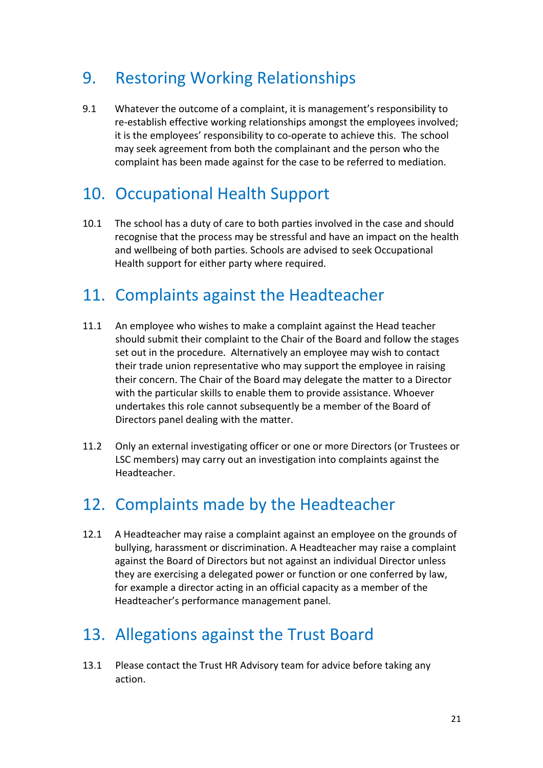## 9. Restoring Working Relationships

9.1 Whatever the outcome of a complaint, it is management's responsibility to re-establish effective working relationships amongst the employees involved; it is the employees' responsibility to co-operate to achieve this. The school may seek agreement from both the complainant and the person who the complaint has been made against for the case to be referred to mediation.

## 10. Occupational Health Support

10.1 The school has a duty of care to both parties involved in the case and should recognise that the process may be stressful and have an impact on the health and wellbeing of both parties. Schools are advised to seek Occupational Health support for either party where required.

## 11. Complaints against the Headteacher

11.1 An employee who wishes to make a complaint against the Head teacher should submit their complaint to the Chair of the Board and follow the stages set out in the procedure. Alternatively an employee may wish to contact their trade union representative who may support the employee in raising their concern. The Chair of the Board may delegate the matter to a Director with the particular skills to enable them to provide assistance. Whoever undertakes this role cannot subsequently be a member of the Board of Directors panel dealing with the matter.

11.2 Only an external investigating officer or one or more Directors (or Trustees or LSC members) may carry out an investigation into complaints against the Headteacher.

## 12. Complaints made by the Headteacher

12.1 A Headteacher may raise a complaint against an employee on the grounds of bullying, harassment or discrimination. A Headteacher may raise a complaint against the Board of Directors but not against an individual Director unless they are exercising a delegated power or function or one conferred by law, for example a director acting in an official capacity as a member of the Headteacher's performance management panel.

## 13. Allegations against the Trust Board

13.1 Please contact the Trust HR Advisory team for advice before taking any action.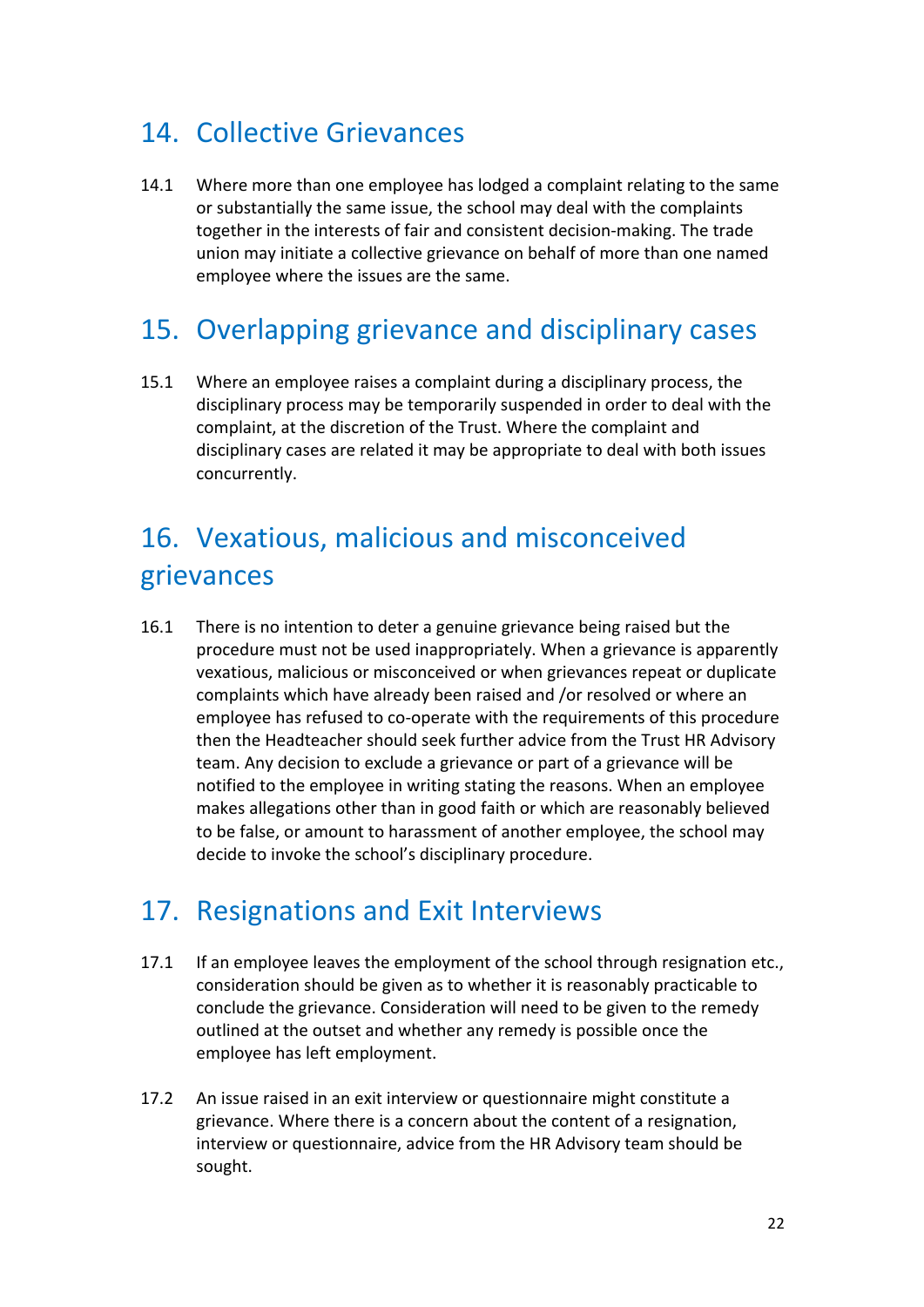## 14. Collective Grievances

14.1 Where more than one employee has lodged a complaint relating to the same or substantially the same issue, the school may deal with the complaints together in the interests of fair and consistent decision-making. The trade union may initiate a collective grievance on behalf of more than one named employee where the issues are the same.

## 15. Overlapping grievance and disciplinary cases

15.1 Where an employee raises a complaint during a disciplinary process, the disciplinary process may be temporarily suspended in order to deal with the complaint, at the discretion of the Trust. Where the complaint and disciplinary cases are related it may be appropriate to deal with both issues concurrently.

## 16. Vexatious, malicious and misconceived grievances

16.1 There is no intention to deter a genuine grievance being raised but the procedure must not be used inappropriately. When a grievance is apparently vexatious, malicious or misconceived or when grievances repeat or duplicate complaints which have already been raised and /or resolved or where an employee has refused to co-operate with the requirements of this procedure then the Headteacher should seek further advice from the Trust HR Advisory team. Any decision to exclude a grievance or part of a grievance will be notified to the employee in writing stating the reasons. When an employee makes allegations other than in good faith or which are reasonably believed to be false, or amount to harassment of another employee, the school may decide to invoke the school's disciplinary procedure.

## 17. Resignations and Exit Interviews

17.1 If an employee leaves the employment of the school through resignation etc., consideration should be given as to whether it is reasonably practicable to conclude the grievance. Consideration will need to be given to the remedy outlined at the outset and whether any remedy is possible once the employee has left employment.

17.2 An issue raised in an exit interview or questionnaire might constitute a grievance. Where there is a concern about the content of a resignation, interview or questionnaire, advice from the HR Advisory team should be sought.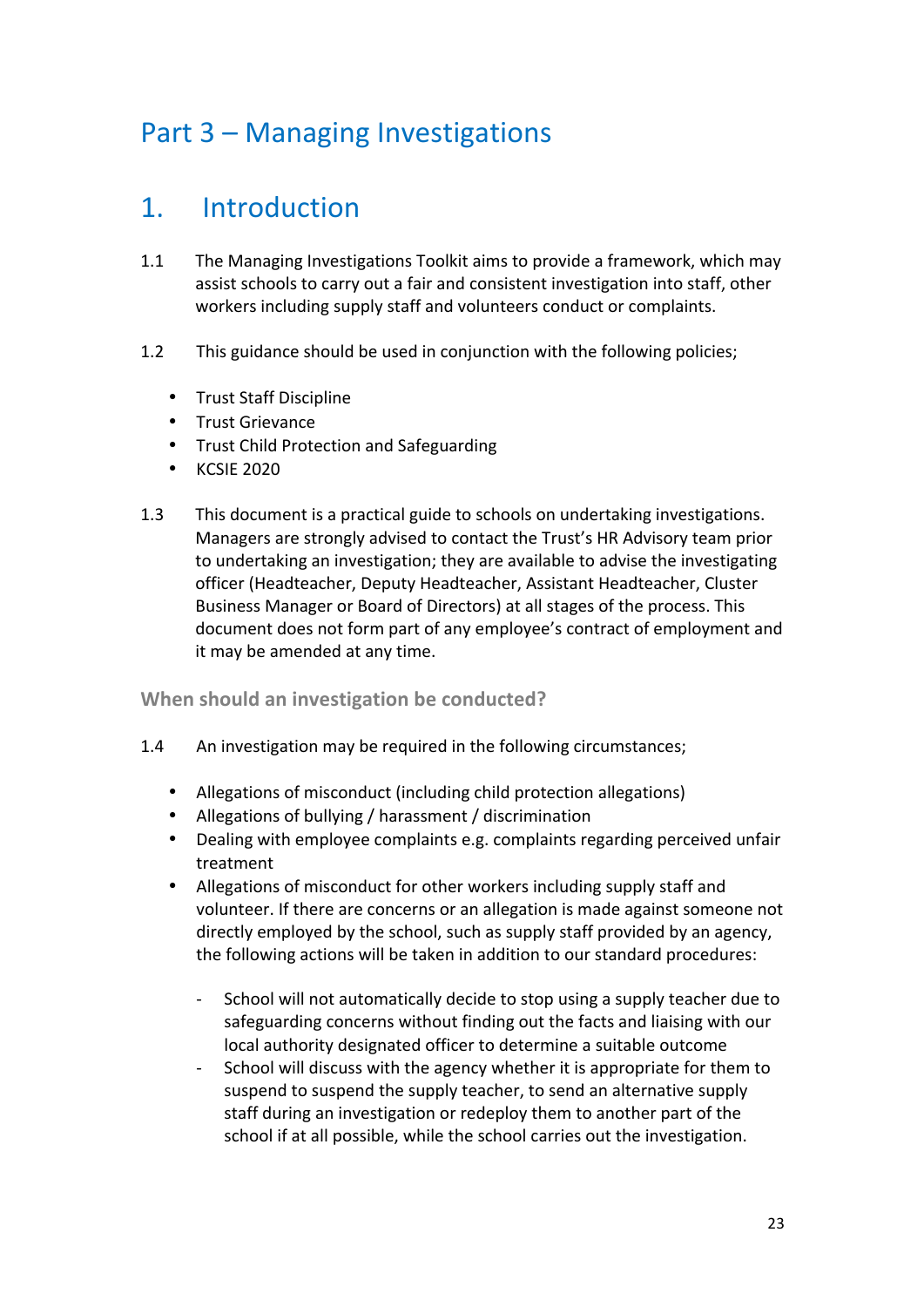# Part 3 – Managing Investigations

## 1. Introduction

1.1 The Managing Investigations Toolkit aims to provide a framework, which may assist schools to carry out a fair and consistent investigation into staff, other workers including supply staff and volunteers conduct or complaints.

1.2 This guidance should be used in conjunction with the following policies;

- Trust Staff Discipline
- Trust Grievance
- Trust Child Protection and Safeguarding
- KCSIE 2020

1.3 This document is a practical guide to schools on undertaking investigations. Managers are strongly advised to contact the Trust's HR Advisory team prior to undertaking an investigation; they are available to advise the investigating officer (Headteacher, Deputy Headteacher, Assistant Headteacher, Cluster Business Manager or Board of Directors) at all stages of the process. This document does not form part of any employee's contract of employment and it may be amended at any time.

### When should an investigation be conducted?

1.4 An investigation may be required in the following circumstances;

- Allegations of misconduct (including child protection allegations)
- Allegations of bullying / harassment / discrimination
- Dealing with employee complaints e.g. complaints regarding perceived unfair treatment
- Allegations of misconduct for other workers including supply staff and volunteer. If there are concerns or an allegation is made against someone not directly employed by the school, such as supply staff provided by an agency, the following actions will be taken in addition to our standard procedures:
  - School will not automatically decide to stop using a supply teacher due to safeguarding concerns without finding out the facts and liaising with our local authority designated officer to determine a suitable outcome
  - School will discuss with the agency whether it is appropriate for them to suspend to suspend the supply teacher, to send an alternative supply staff during an investigation or redeploy them to another part of the school if at all possible, while the school carries out the investigation.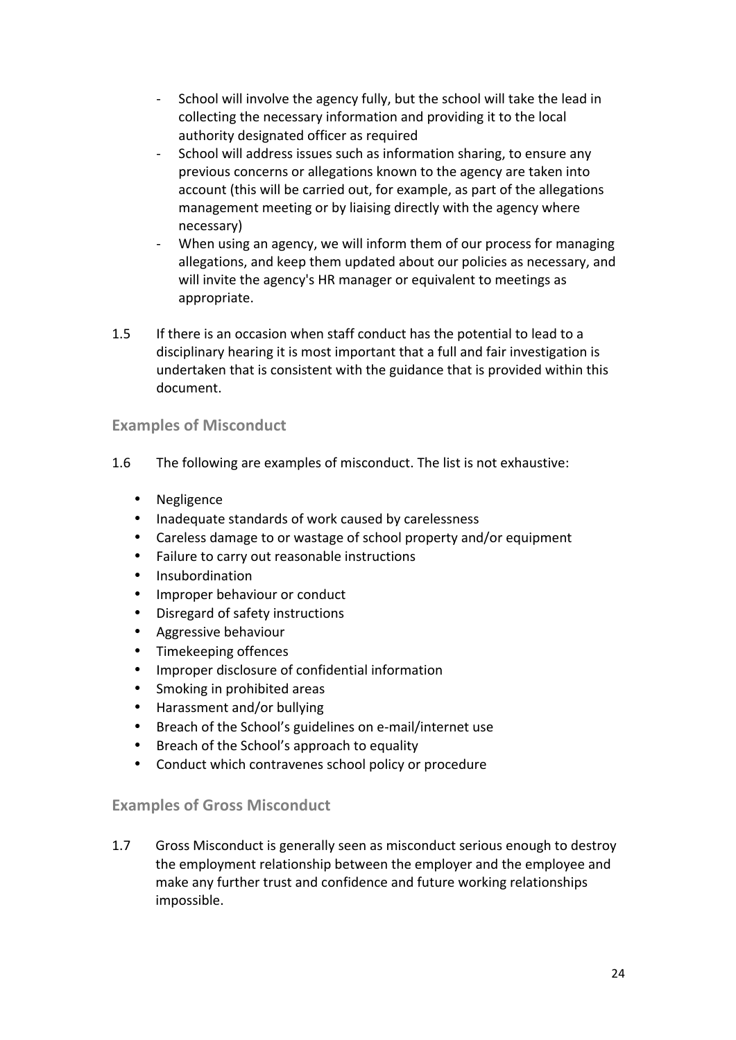- School will involve the agency fully, but the school will take the lead in collecting the necessary information and providing it to the local authority designated officer as required
- School will address issues such as information sharing, to ensure any previous concerns or allegations known to the agency are taken into account (this will be carried out, for example, as part of the allegations management meeting or by liaising directly with the agency where necessary)
- When using an agency, we will inform them of our process for managing allegations, and keep them updated about our policies as necessary, and will invite the agency's HR manager or equivalent to meetings as appropriate.

1.5 If there is an occasion when staff conduct has the potential to lead to a disciplinary hearing it is most important that a full and fair investigation is undertaken that is consistent with the guidance that is provided within this document.

### Examples of Misconduct

1.6 The following are examples of misconduct. The list is not exhaustive:

- Negligence
- Inadequate standards of work caused by carelessness
- Careless damage to or wastage of school property and/or equipment
- Failure to carry out reasonable instructions
- Insubordination
- Improper behaviour or conduct
- Disregard of safety instructions
- Aggressive behaviour
- Timekeeping offences
- Improper disclosure of confidential information
- Smoking in prohibited areas
- Harassment and/or bullying
- Breach of the School's guidelines on e-mail/internet use
- Breach of the School's approach to equality
- Conduct which contravenes school policy or procedure

### Examples of Gross Misconduct

1.7 Gross Misconduct is generally seen as misconduct serious enough to destroy the employment relationship between the employer and the employee and make any further trust and confidence and future working relationships impossible.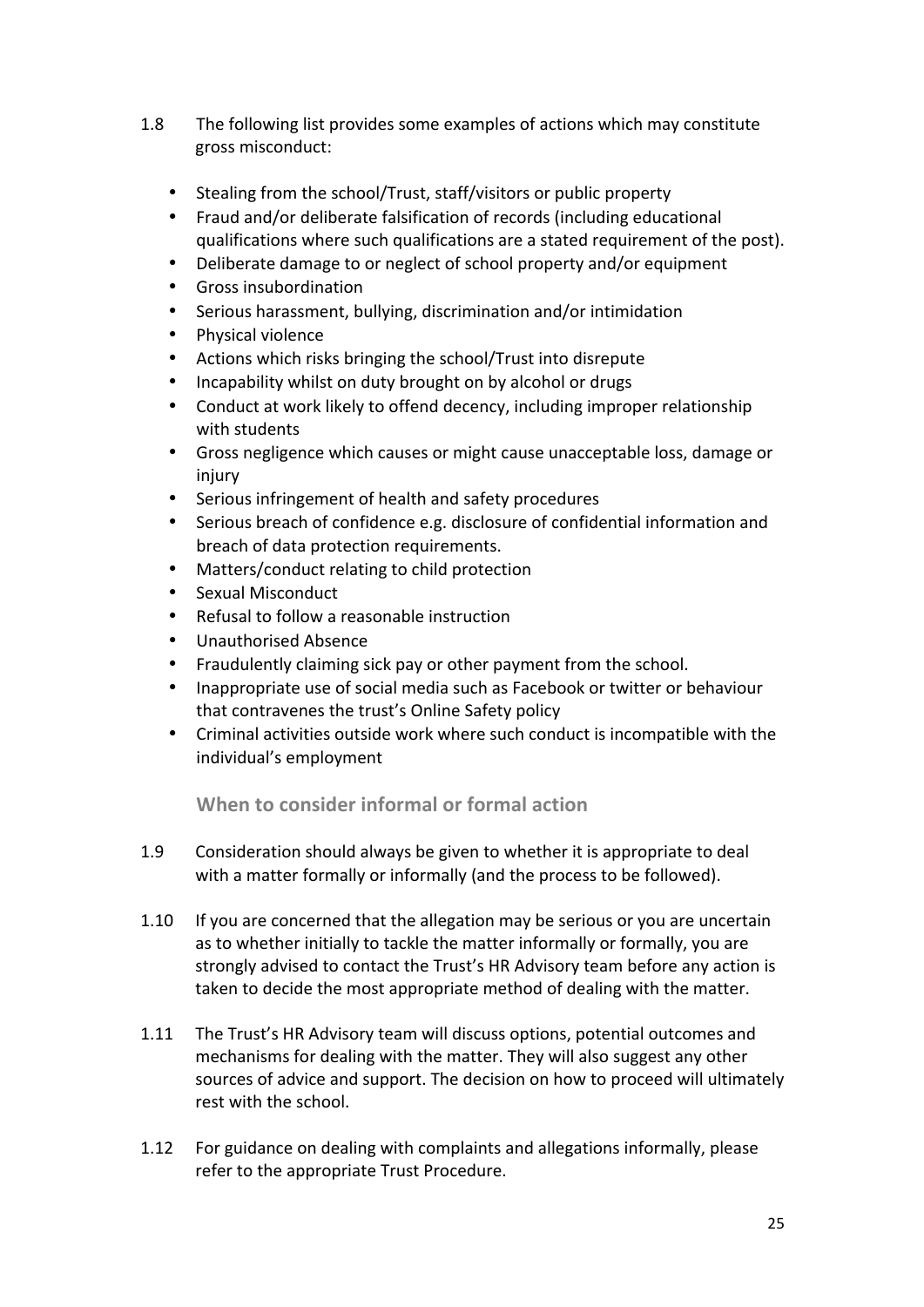1.8 The following list provides some examples of actions which may constitute gross misconduct:

- Stealing from the school/Trust, staff/visitors or public property
- Fraud and/or deliberate falsification of records (including educational qualifications where such qualifications are a stated requirement of the post).
- Deliberate damage to or neglect of school property and/or equipment
- Gross insubordination
- Serious harassment, bullying, discrimination and/or intimidation
- Physical violence
- Actions which risks bringing the school/Trust into disrepute
- Incapability whilst on duty brought on by alcohol or drugs
- Conduct at work likely to offend decency, including improper relationship with students
- Gross negligence which causes or might cause unacceptable loss, damage or injury
- Serious infringement of health and safety procedures
- Serious breach of confidence e.g. disclosure of confidential information and breach of data protection requirements.
- Matters/conduct relating to child protection
- Sexual Misconduct
- Refusal to follow a reasonable instruction
- Unauthorised Absence
- Fraudulently claiming sick pay or other payment from the school.
- Inappropriate use of social media such as Facebook or twitter or behaviour that contravenes the trust's Online Safety policy
- Criminal activities outside work where such conduct is incompatible with the individual's employment

### When to consider informal or formal action

1.9 Consideration should always be given to whether it is appropriate to deal with a matter formally or informally (and the process to be followed).

1.10 If you are concerned that the allegation may be serious or you are uncertain as to whether initially to tackle the matter informally or formally, you are strongly advised to contact the Trust's HR Advisory team before any action is taken to decide the most appropriate method of dealing with the matter.

1.11 The Trust's HR Advisory team will discuss options, potential outcomes and mechanisms for dealing with the matter. They will also suggest any other sources of advice and support. The decision on how to proceed will ultimately rest with the school.

1.12 For guidance on dealing with complaints and allegations informally, please refer to the appropriate Trust Procedure.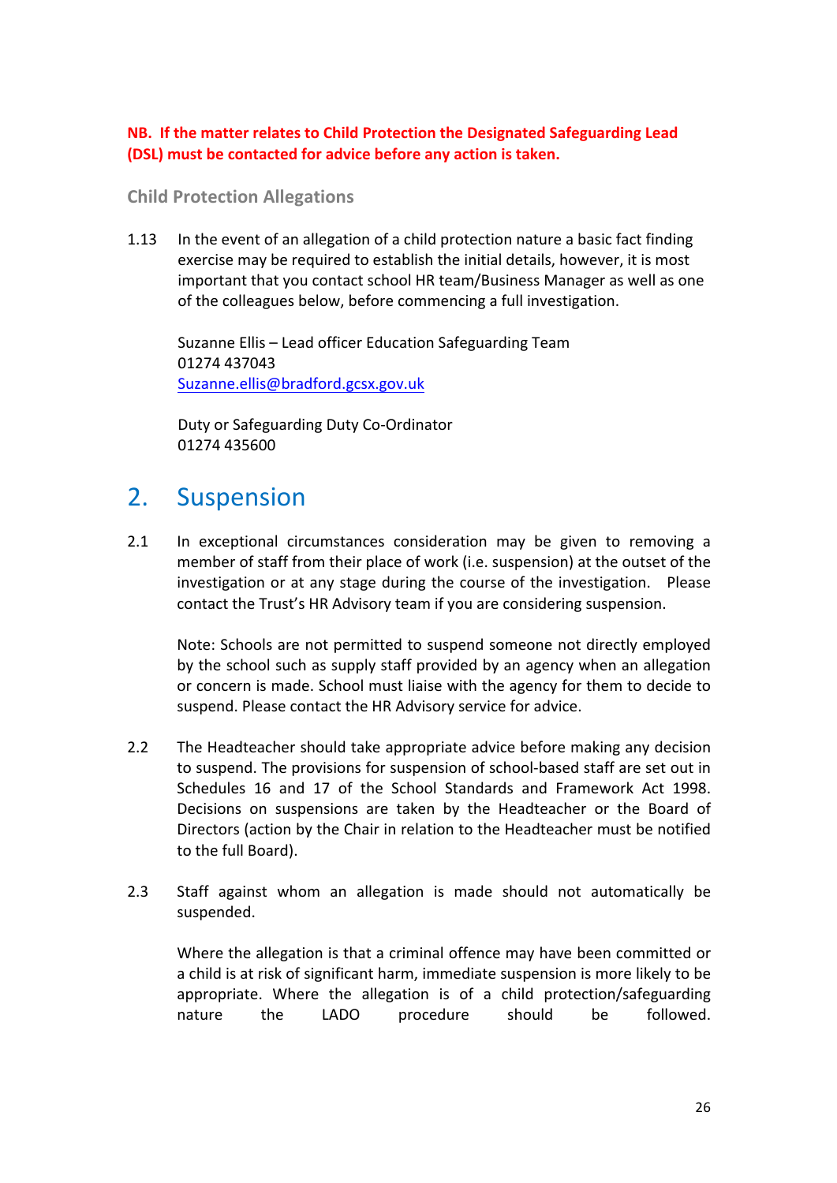**NB. If the matter relates to Child Protection the Designated Safeguarding Lead (DSL) must be contacted for advice before any action is taken.**

### Child Protection Allegations

1.13 In the event of an allegation of a child protection nature a basic fact finding exercise may be required to establish the initial details, however, it is most important that you contact school HR team/Business Manager as well as one of the colleagues below, before commencing a full investigation.

Suzanne Ellis – Lead officer Education Safeguarding Team
01274 437043
Suzanne.ellis@bradford.gcsx.gov.uk

Duty or Safeguarding Duty Co-Ordinator
01274 435600

## 2. Suspension

2.1 In exceptional circumstances consideration may be given to removing a member of staff from their place of work (i.e. suspension) at the outset of the investigation or at any stage during the course of the investigation. Please contact the Trust's HR Advisory team if you are considering suspension.

Note: Schools are not permitted to suspend someone not directly employed by the school such as supply staff provided by an agency when an allegation or concern is made. School must liaise with the agency for them to decide to suspend. Please contact the HR Advisory service for advice.

2.2 The Headteacher should take appropriate advice before making any decision to suspend. The provisions for suspension of school-based staff are set out in Schedules 16 and 17 of the School Standards and Framework Act 1998. Decisions on suspensions are taken by the Headteacher or the Board of Directors (action by the Chair in relation to the Headteacher must be notified to the full Board).

2.3 Staff against whom an allegation is made should not automatically be suspended.

Where the allegation is that a criminal offence may have been committed or a child is at risk of significant harm, immediate suspension is more likely to be appropriate. Where the allegation is of a child protection/safeguarding nature the LADO procedure should be followed.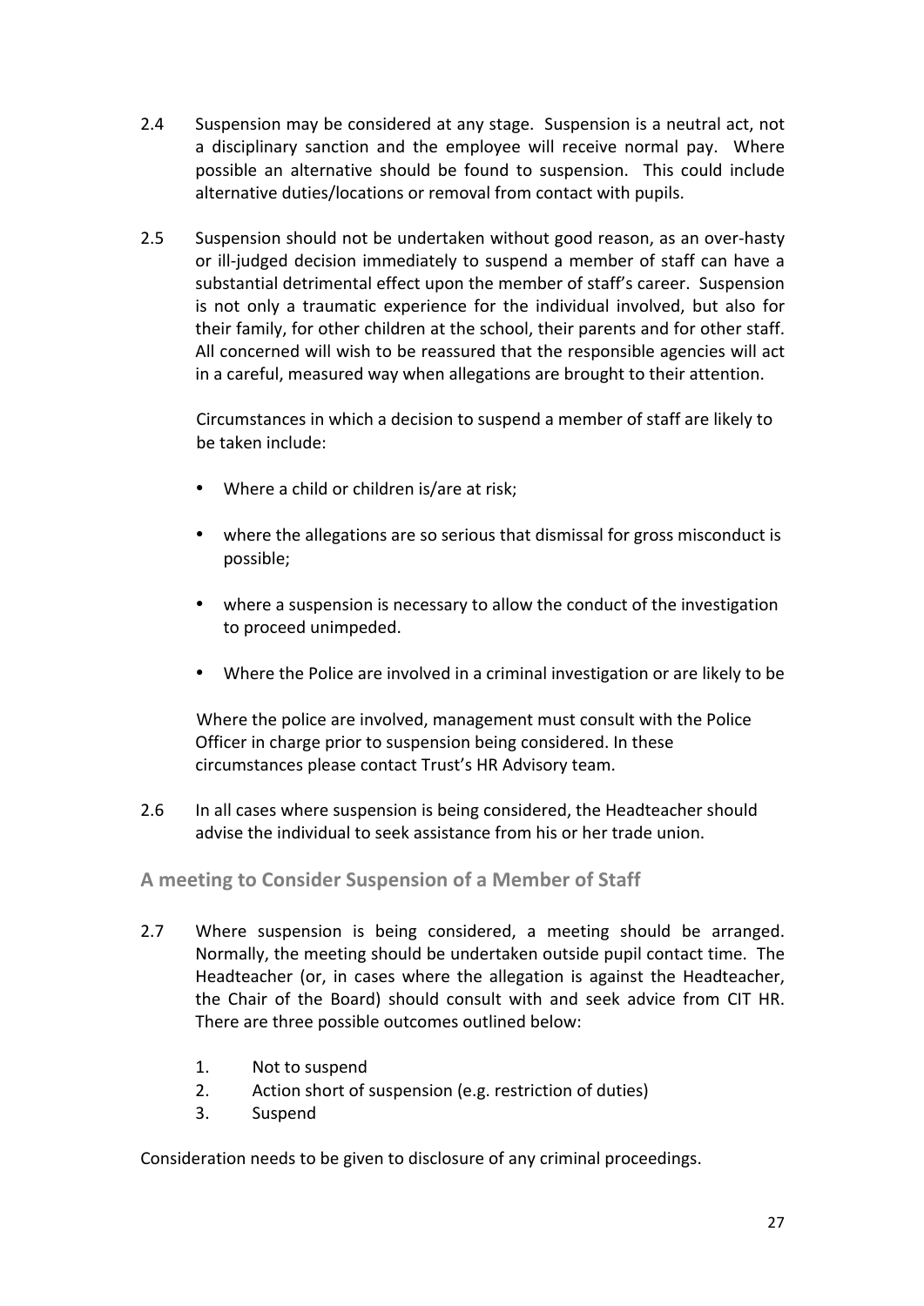2.4 Suspension may be considered at any stage. Suspension is a neutral act, not a disciplinary sanction and the employee will receive normal pay. Where possible an alternative should be found to suspension. This could include alternative duties/locations or removal from contact with pupils.

2.5 Suspension should not be undertaken without good reason, as an over-hasty or ill-judged decision immediately to suspend a member of staff can have a substantial detrimental effect upon the member of staff's career. Suspension is not only a traumatic experience for the individual involved, but also for their family, for other children at the school, their parents and for other staff. All concerned will wish to be reassured that the responsible agencies will act in a careful, measured way when allegations are brought to their attention.

Circumstances in which a decision to suspend a member of staff are likely to be taken include:

- Where a child or children is/are at risk;
- where the allegations are so serious that dismissal for gross misconduct is possible;
- where a suspension is necessary to allow the conduct of the investigation to proceed unimpeded.
- Where the Police are involved in a criminal investigation or are likely to be

Where the police are involved, management must consult with the Police Officer in charge prior to suspension being considered. In these circumstances please contact Trust's HR Advisory team.

2.6 In all cases where suspension is being considered, the Headteacher should advise the individual to seek assistance from his or her trade union.

### A meeting to Consider Suspension of a Member of Staff

2.7 Where suspension is being considered, a meeting should be arranged. Normally, the meeting should be undertaken outside pupil contact time. The Headteacher (or, in cases where the allegation is against the Headteacher, the Chair of the Board) should consult with and seek advice from CIT HR. There are three possible outcomes outlined below:

1. Not to suspend
2. Action short of suspension (e.g. restriction of duties)
3. Suspend

Consideration needs to be given to disclosure of any criminal proceedings.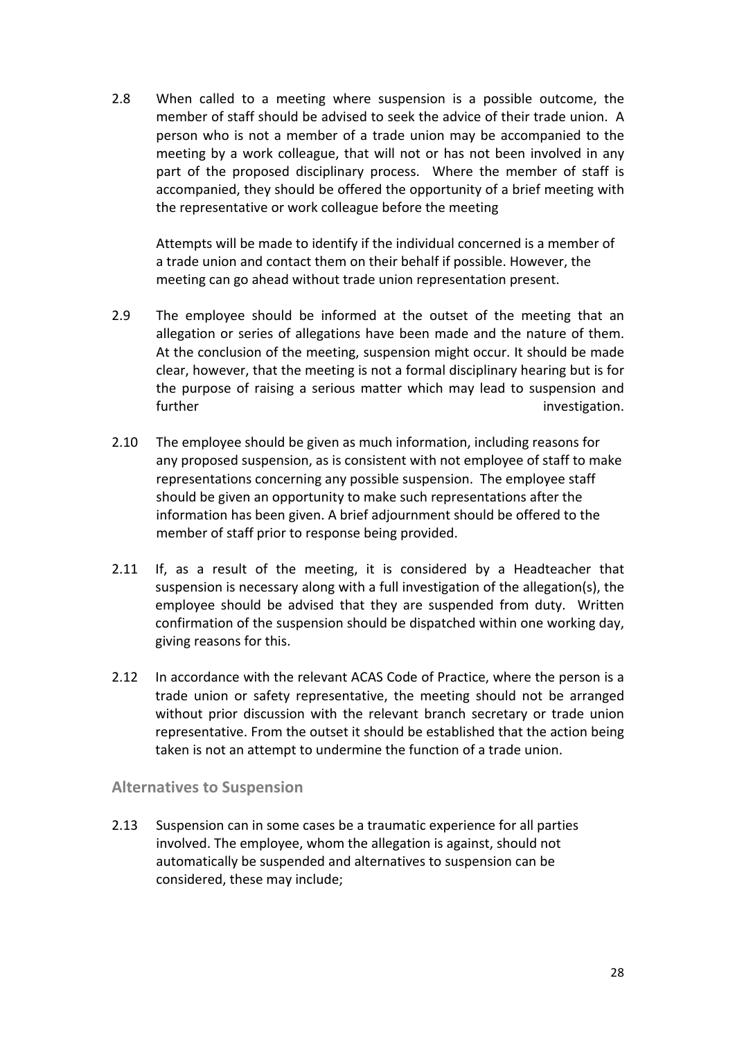2.8 When called to a meeting where suspension is a possible outcome, the member of staff should be advised to seek the advice of their trade union. A person who is not a member of a trade union may be accompanied to the meeting by a work colleague, that will not or has not been involved in any part of the proposed disciplinary process. Where the member of staff is accompanied, they should be offered the opportunity of a brief meeting with the representative or work colleague before the meeting

Attempts will be made to identify if the individual concerned is a member of a trade union and contact them on their behalf if possible. However, the meeting can go ahead without trade union representation present.

2.9 The employee should be informed at the outset of the meeting that an allegation or series of allegations have been made and the nature of them. At the conclusion of the meeting, suspension might occur. It should be made clear, however, that the meeting is not a formal disciplinary hearing but is for the purpose of raising a serious matter which may lead to suspension and further investigation.

2.10 The employee should be given as much information, including reasons for any proposed suspension, as is consistent with not employee of staff to make representations concerning any possible suspension. The employee staff should be given an opportunity to make such representations after the information has been given. A brief adjournment should be offered to the member of staff prior to response being provided.

2.11 If, as a result of the meeting, it is considered by a Headteacher that suspension is necessary along with a full investigation of the allegation(s), the employee should be advised that they are suspended from duty. Written confirmation of the suspension should be dispatched within one working day, giving reasons for this.

2.12 In accordance with the relevant ACAS Code of Practice, where the person is a trade union or safety representative, the meeting should not be arranged without prior discussion with the relevant branch secretary or trade union representative. From the outset it should be established that the action being taken is not an attempt to undermine the function of a trade union.

## Alternatives to Suspension

2.13 Suspension can in some cases be a traumatic experience for all parties involved. The employee, whom the allegation is against, should not automatically be suspended and alternatives to suspension can be considered, these may include;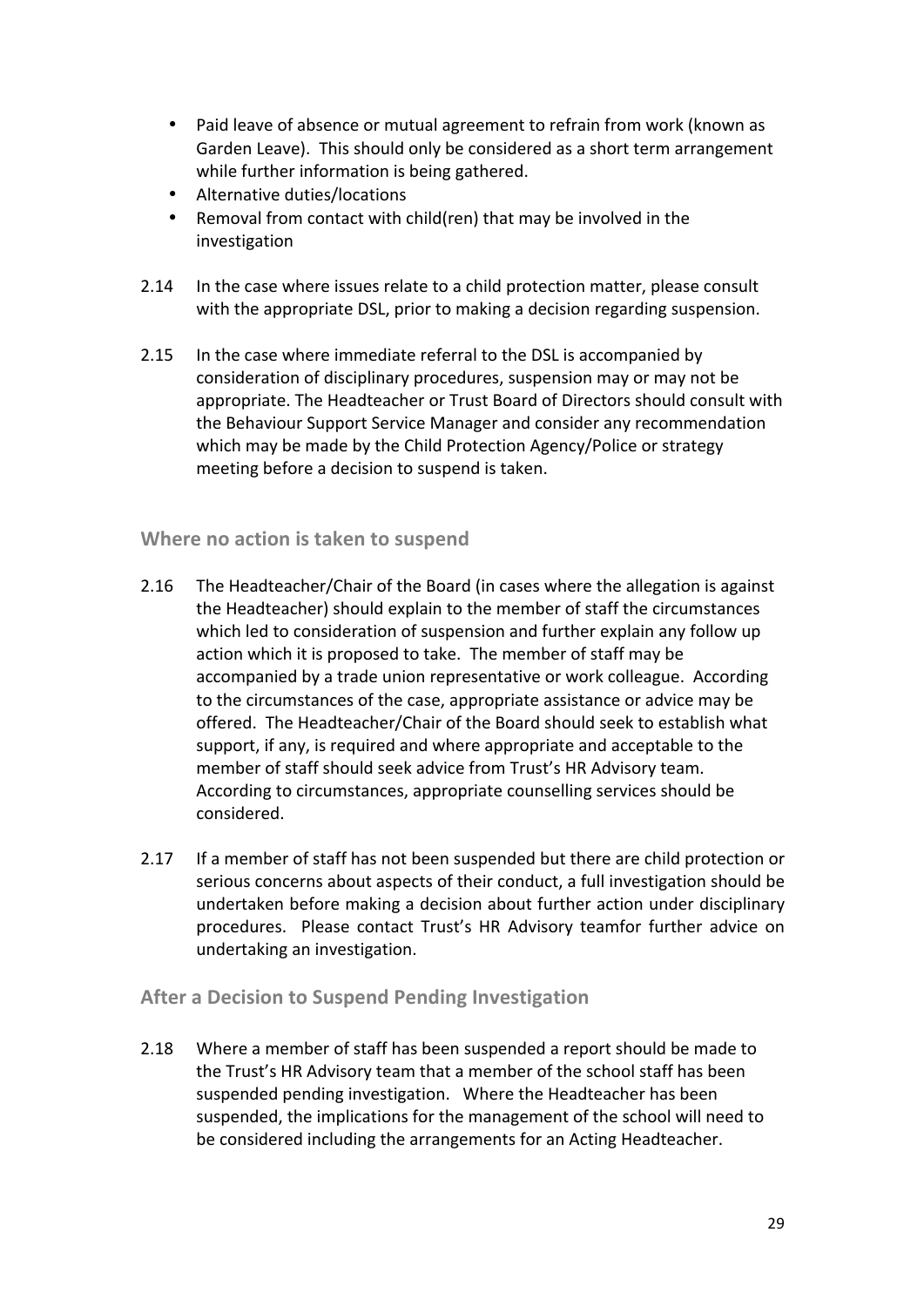- Paid leave of absence or mutual agreement to refrain from work (known as Garden Leave). This should only be considered as a short term arrangement while further information is being gathered.
- Alternative duties/locations
- Removal from contact with child(ren) that may be involved in the investigation

2.14 In the case where issues relate to a child protection matter, please consult with the appropriate DSL, prior to making a decision regarding suspension.

2.15 In the case where immediate referral to the DSL is accompanied by consideration of disciplinary procedures, suspension may or may not be appropriate. The Headteacher or Trust Board of Directors should consult with the Behaviour Support Service Manager and consider any recommendation which may be made by the Child Protection Agency/Police or strategy meeting before a decision to suspend is taken.

### Where no action is taken to suspend

2.16 The Headteacher/Chair of the Board (in cases where the allegation is against the Headteacher) should explain to the member of staff the circumstances which led to consideration of suspension and further explain any follow up action which it is proposed to take. The member of staff may be accompanied by a trade union representative or work colleague. According to the circumstances of the case, appropriate assistance or advice may be offered. The Headteacher/Chair of the Board should seek to establish what support, if any, is required and where appropriate and acceptable to the member of staff should seek advice from Trust's HR Advisory team. According to circumstances, appropriate counselling services should be considered.

2.17 If a member of staff has not been suspended but there are child protection or serious concerns about aspects of their conduct, a full investigation should be undertaken before making a decision about further action under disciplinary procedures. Please contact Trust's HR Advisory teamfor further advice on undertaking an investigation.

### After a Decision to Suspend Pending Investigation

2.18 Where a member of staff has been suspended a report should be made to the Trust's HR Advisory team that a member of the school staff has been suspended pending investigation. Where the Headteacher has been suspended, the implications for the management of the school will need to be considered including the arrangements for an Acting Headteacher.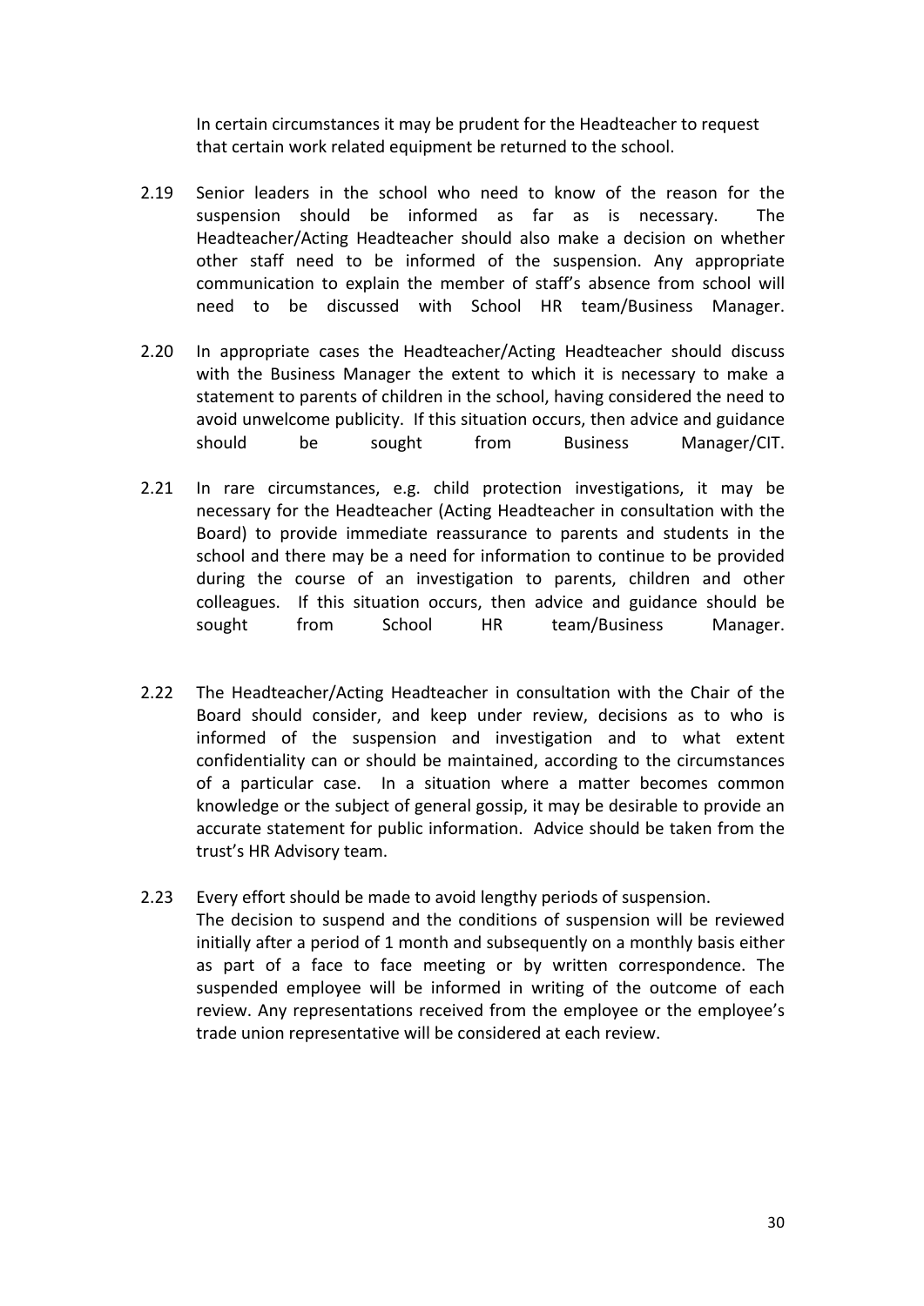In certain circumstances it may be prudent for the Headteacher to request that certain work related equipment be returned to the school.

2.19 Senior leaders in the school who need to know of the reason for the suspension should be informed as far as is necessary. The Headteacher/Acting Headteacher should also make a decision on whether other staff need to be informed of the suspension. Any appropriate communication to explain the member of staff's absence from school will need to be discussed with School HR team/Business Manager.

2.20 In appropriate cases the Headteacher/Acting Headteacher should discuss with the Business Manager the extent to which it is necessary to make a statement to parents of children in the school, having considered the need to avoid unwelcome publicity. If this situation occurs, then advice and guidance should be sought from Business Manager/CIT.

2.21 In rare circumstances, e.g. child protection investigations, it may be necessary for the Headteacher (Acting Headteacher in consultation with the Board) to provide immediate reassurance to parents and students in the school and there may be a need for information to continue to be provided during the course of an investigation to parents, children and other colleagues. If this situation occurs, then advice and guidance should be sought from School HR team/Business Manager.

2.22 The Headteacher/Acting Headteacher in consultation with the Chair of the Board should consider, and keep under review, decisions as to who is informed of the suspension and investigation and to what extent confidentiality can or should be maintained, according to the circumstances of a particular case. In a situation where a matter becomes common knowledge or the subject of general gossip, it may be desirable to provide an accurate statement for public information. Advice should be taken from the trust's HR Advisory team.

2.23 Every effort should be made to avoid lengthy periods of suspension.
The decision to suspend and the conditions of suspension will be reviewed initially after a period of 1 month and subsequently on a monthly basis either as part of a face to face meeting or by written correspondence. The suspended employee will be informed in writing of the outcome of each review. Any representations received from the employee or the employee's trade union representative will be considered at each review.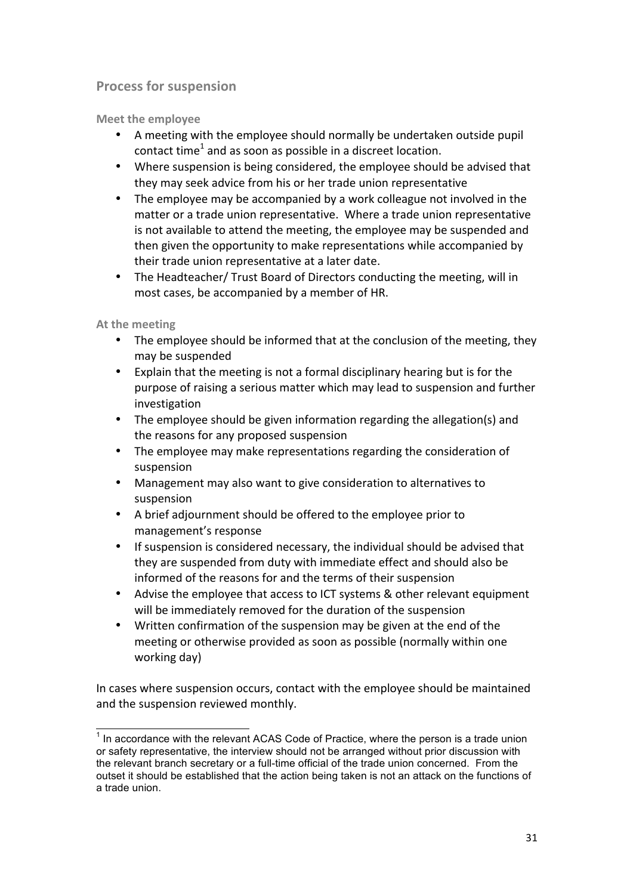## Process for suspension

### Meet the employee

- A meeting with the employee should normally be undertaken outside pupil contact time[1] and as soon as possible in a discreet location.
- Where suspension is being considered, the employee should be advised that they may seek advice from his or her trade union representative
- The employee may be accompanied by a work colleague not involved in the matter or a trade union representative. Where a trade union representative is not available to attend the meeting, the employee may be suspended and then given the opportunity to make representations while accompanied by their trade union representative at a later date.
- The Headteacher/ Trust Board of Directors conducting the meeting, will in most cases, be accompanied by a member of HR.

### At the meeting

- The employee should be informed that at the conclusion of the meeting, they may be suspended
- Explain that the meeting is not a formal disciplinary hearing but is for the purpose of raising a serious matter which may lead to suspension and further investigation
- The employee should be given information regarding the allegation(s) and the reasons for any proposed suspension
- The employee may make representations regarding the consideration of suspension
- Management may also want to give consideration to alternatives to suspension
- A brief adjournment should be offered to the employee prior to management's response
- If suspension is considered necessary, the individual should be advised that they are suspended from duty with immediate effect and should also be informed of the reasons for and the terms of their suspension
- Advise the employee that access to ICT systems & other relevant equipment will be immediately removed for the duration of the suspension
- Written confirmation of the suspension may be given at the end of the meeting or otherwise provided as soon as possible (normally within one working day)

In cases where suspension occurs, contact with the employee should be maintained and the suspension reviewed monthly.

---

[1] In accordance with the relevant ACAS Code of Practice, where the person is a trade union or safety representative, the interview should not be arranged without prior discussion with the relevant branch secretary or a full-time official of the trade union concerned. From the outset it should be established that the action being taken is not an attack on the functions of a trade union.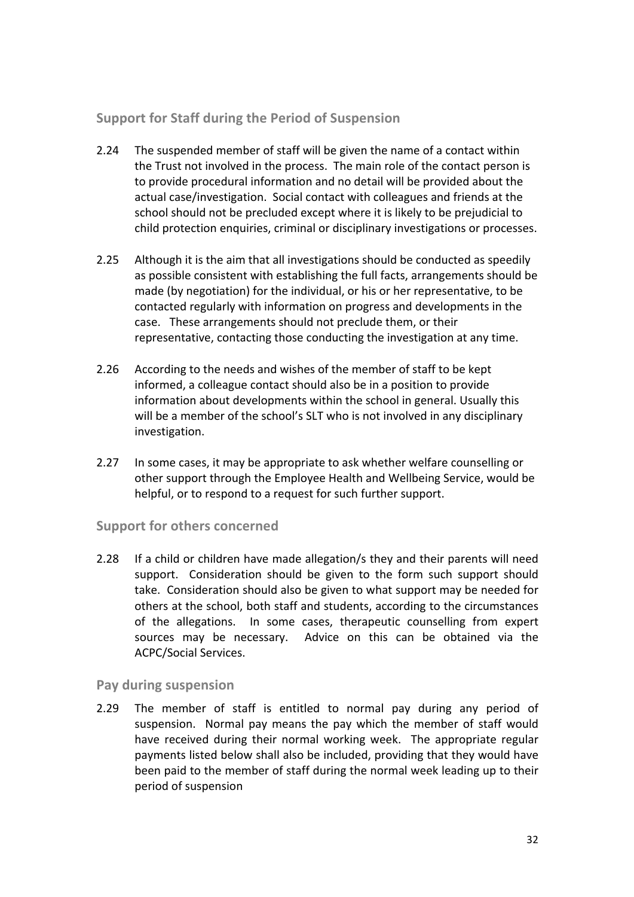### Support for Staff during the Period of Suspension

2.24 The suspended member of staff will be given the name of a contact within the Trust not involved in the process. The main role of the contact person is to provide procedural information and no detail will be provided about the actual case/investigation. Social contact with colleagues and friends at the school should not be precluded except where it is likely to be prejudicial to child protection enquiries, criminal or disciplinary investigations or processes.

2.25 Although it is the aim that all investigations should be conducted as speedily as possible consistent with establishing the full facts, arrangements should be made (by negotiation) for the individual, or his or her representative, to be contacted regularly with information on progress and developments in the case. These arrangements should not preclude them, or their representative, contacting those conducting the investigation at any time.

2.26 According to the needs and wishes of the member of staff to be kept informed, a colleague contact should also be in a position to provide information about developments within the school in general. Usually this will be a member of the school's SLT who is not involved in any disciplinary investigation.

2.27 In some cases, it may be appropriate to ask whether welfare counselling or other support through the Employee Health and Wellbeing Service, would be helpful, or to respond to a request for such further support.

### Support for others concerned

2.28 If a child or children have made allegation/s they and their parents will need support. Consideration should be given to the form such support should take. Consideration should also be given to what support may be needed for others at the school, both staff and students, according to the circumstances of the allegations. In some cases, therapeutic counselling from expert sources may be necessary. Advice on this can be obtained via the ACPC/Social Services.

### Pay during suspension

2.29 The member of staff is entitled to normal pay during any period of suspension. Normal pay means the pay which the member of staff would have received during their normal working week. The appropriate regular payments listed below shall also be included, providing that they would have been paid to the member of staff during the normal week leading up to their period of suspension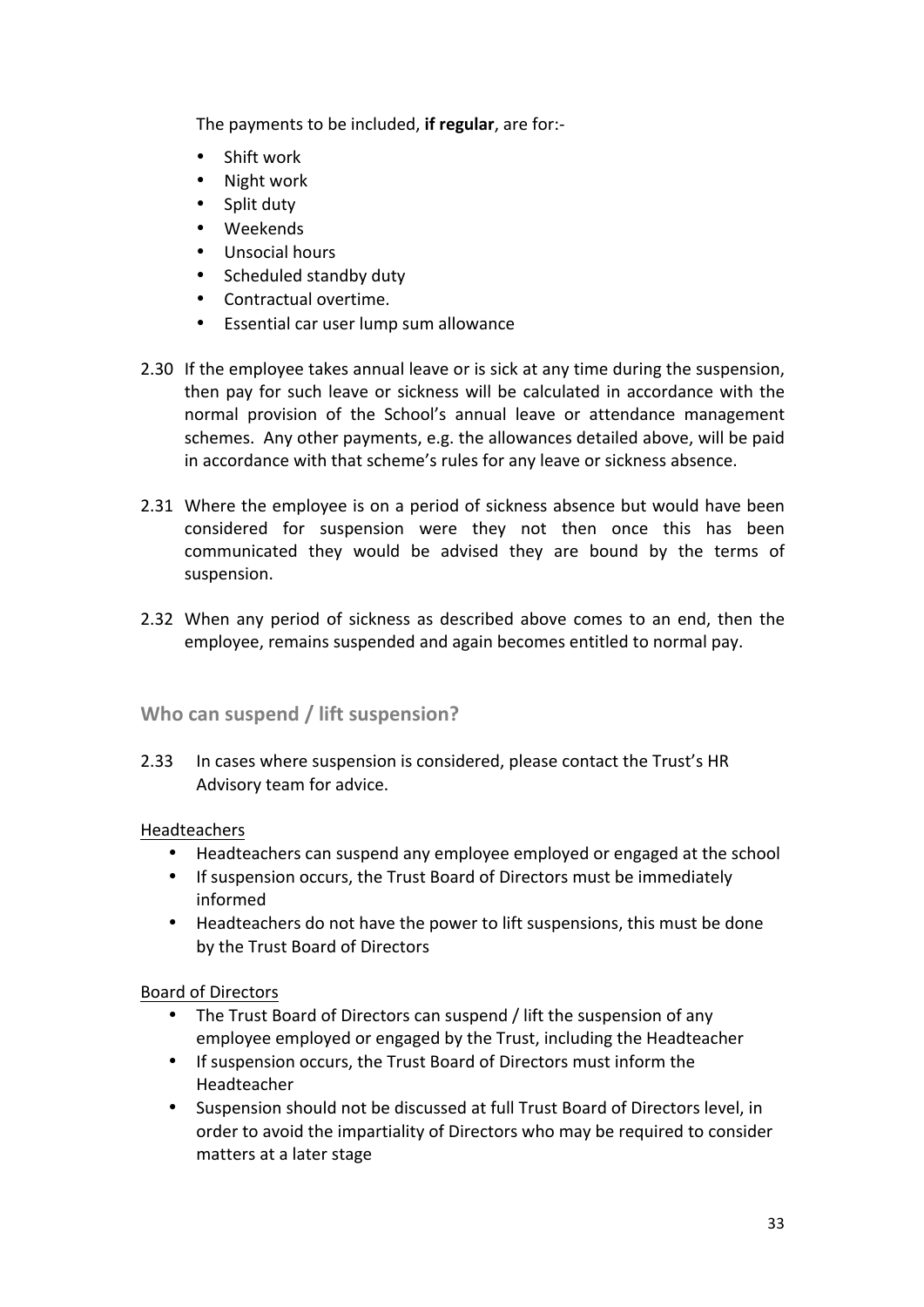The payments to be included, **if regular**, are for:-

- Shift work
- Night work
- Split duty
- Weekends
- Unsocial hours
- Scheduled standby duty
- Contractual overtime.
- Essential car user lump sum allowance

2.30 If the employee takes annual leave or is sick at any time during the suspension, then pay for such leave or sickness will be calculated in accordance with the normal provision of the School's annual leave or attendance management schemes. Any other payments, e.g. the allowances detailed above, will be paid in accordance with that scheme's rules for any leave or sickness absence.

2.31 Where the employee is on a period of sickness absence but would have been considered for suspension were they not then once this has been communicated they would be advised they are bound by the terms of suspension.

2.32 When any period of sickness as described above comes to an end, then the employee, remains suspended and again becomes entitled to normal pay.

## Who can suspend / lift suspension?

2.33 In cases where suspension is considered, please contact the Trust's HR Advisory team for advice.

<u>Headteachers</u>

- Headteachers can suspend any employee employed or engaged at the school
- If suspension occurs, the Trust Board of Directors must be immediately informed
- Headteachers do not have the power to lift suspensions, this must be done by the Trust Board of Directors

<u>Board of Directors</u>

- The Trust Board of Directors can suspend / lift the suspension of any employee employed or engaged by the Trust, including the Headteacher
- If suspension occurs, the Trust Board of Directors must inform the Headteacher
- Suspension should not be discussed at full Trust Board of Directors level, in order to avoid the impartiality of Directors who may be required to consider matters at a later stage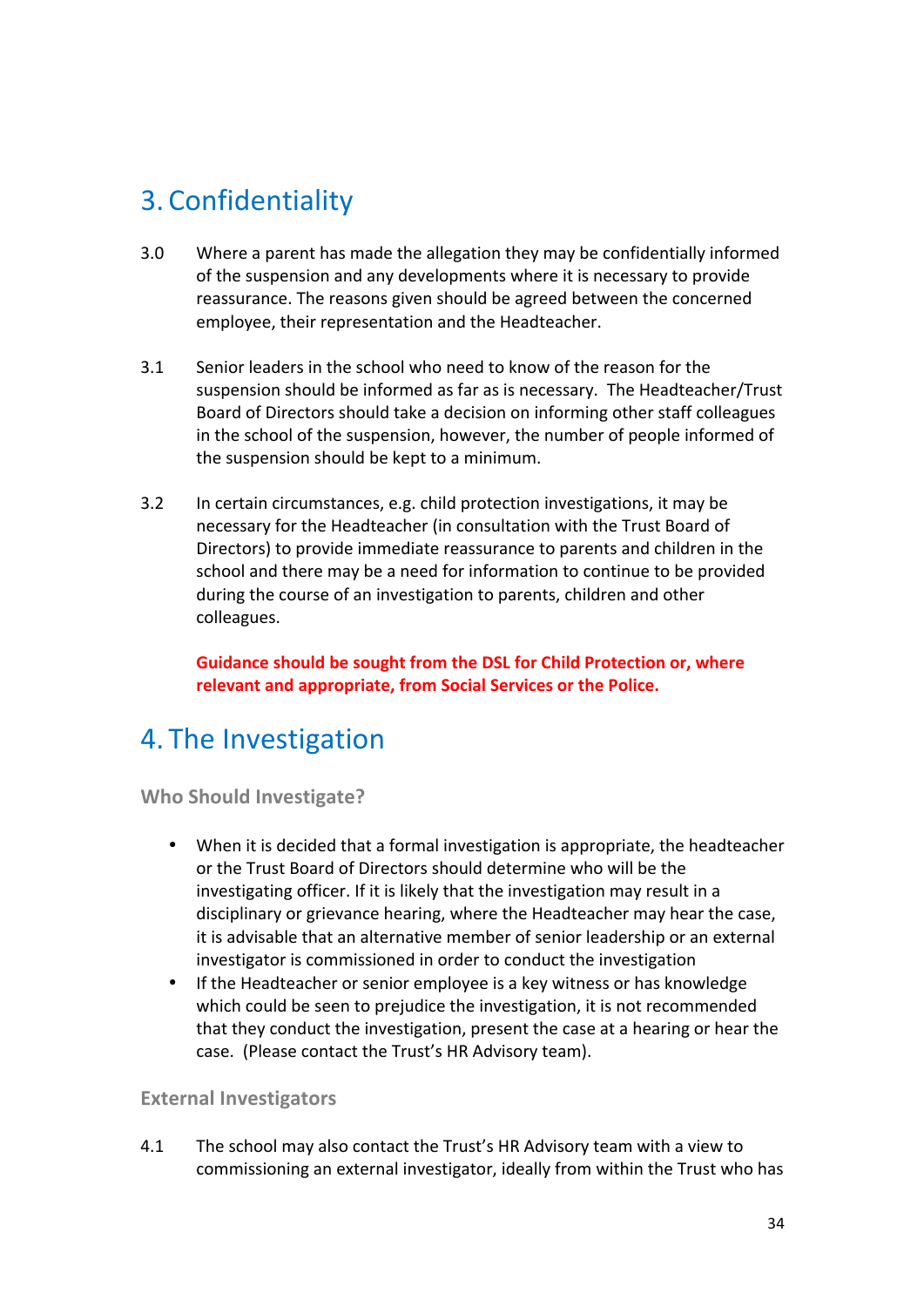# 3. Confidentiality

3.0 Where a parent has made the allegation they may be confidentially informed of the suspension and any developments where it is necessary to provide reassurance. The reasons given should be agreed between the concerned employee, their representation and the Headteacher.

3.1 Senior leaders in the school who need to know of the reason for the suspension should be informed as far as is necessary. The Headteacher/Trust Board of Directors should take a decision on informing other staff colleagues in the school of the suspension, however, the number of people informed of the suspension should be kept to a minimum.

3.2 In certain circumstances, e.g. child protection investigations, it may be necessary for the Headteacher (in consultation with the Trust Board of Directors) to provide immediate reassurance to parents and children in the school and there may be a need for information to continue to be provided during the course of an investigation to parents, children and other colleagues.

**Guidance should be sought from the DSL for Child Protection or, where relevant and appropriate, from Social Services or the Police.**

# 4. The Investigation

### Who Should Investigate?

- When it is decided that a formal investigation is appropriate, the headteacher or the Trust Board of Directors should determine who will be the investigating officer. If it is likely that the investigation may result in a disciplinary or grievance hearing, where the Headteacher may hear the case, it is advisable that an alternative member of senior leadership or an external investigator is commissioned in order to conduct the investigation
- If the Headteacher or senior employee is a key witness or has knowledge which could be seen to prejudice the investigation, it is not recommended that they conduct the investigation, present the case at a hearing or hear the case. (Please contact the Trust's HR Advisory team).

### External Investigators

4.1 The school may also contact the Trust's HR Advisory team with a view to commissioning an external investigator, ideally from within the Trust who has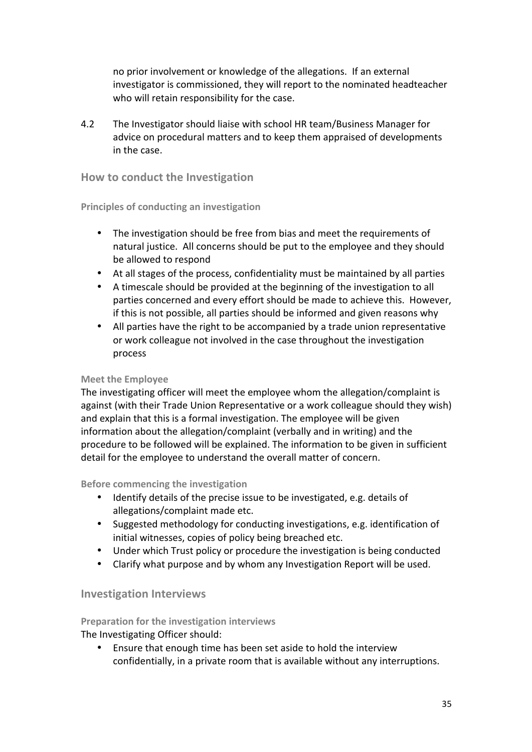no prior involvement or knowledge of the allegations. If an external investigator is commissioned, they will report to the nominated headteacher who will retain responsibility for the case.

4.2 The Investigator should liaise with school HR team/Business Manager for advice on procedural matters and to keep them appraised of developments in the case.

## How to conduct the Investigation

### Principles of conducting an investigation

- The investigation should be free from bias and meet the requirements of natural justice. All concerns should be put to the employee and they should be allowed to respond
- At all stages of the process, confidentiality must be maintained by all parties
- A timescale should be provided at the beginning of the investigation to all parties concerned and every effort should be made to achieve this. However, if this is not possible, all parties should be informed and given reasons why
- All parties have the right to be accompanied by a trade union representative or work colleague not involved in the case throughout the investigation process

### Meet the Employee

The investigating officer will meet the employee whom the allegation/complaint is against (with their Trade Union Representative or a work colleague should they wish) and explain that this is a formal investigation. The employee will be given information about the allegation/complaint (verbally and in writing) and the procedure to be followed will be explained. The information to be given in sufficient detail for the employee to understand the overall matter of concern.

### Before commencing the investigation

- Identify details of the precise issue to be investigated, e.g. details of allegations/complaint made etc.
- Suggested methodology for conducting investigations, e.g. identification of initial witnesses, copies of policy being breached etc.
- Under which Trust policy or procedure the investigation is being conducted
- Clarify what purpose and by whom any Investigation Report will be used.

## Investigation Interviews

### Preparation for the investigation interviews

The Investigating Officer should:

- Ensure that enough time has been set aside to hold the interview confidentially, in a private room that is available without any interruptions.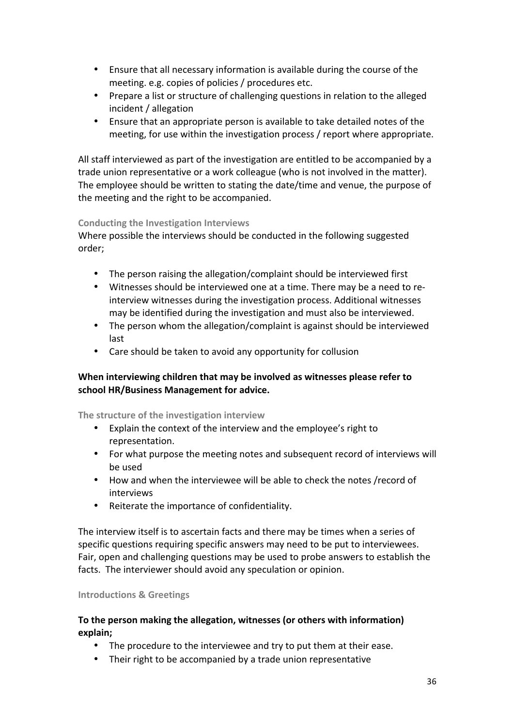- Ensure that all necessary information is available during the course of the meeting. e.g. copies of policies / procedures etc.
- Prepare a list or structure of challenging questions in relation to the alleged incident / allegation
- Ensure that an appropriate person is available to take detailed notes of the meeting, for use within the investigation process / report where appropriate.

All staff interviewed as part of the investigation are entitled to be accompanied by a trade union representative or a work colleague (who is not involved in the matter). The employee should be written to stating the date/time and venue, the purpose of the meeting and the right to be accompanied.

#### Conducting the Investigation Interviews

Where possible the interviews should be conducted in the following suggested order;

- The person raising the allegation/complaint should be interviewed first
- Witnesses should be interviewed one at a time. There may be a need to re-interview witnesses during the investigation process. Additional witnesses may be identified during the investigation and must also be interviewed.
- The person whom the allegation/complaint is against should be interviewed last
- Care should be taken to avoid any opportunity for collusion

**When interviewing children that may be involved as witnesses please refer to school HR/Business Management for advice.**

#### The structure of the investigation interview

- Explain the context of the interview and the employee's right to representation.
- For what purpose the meeting notes and subsequent record of interviews will be used
- How and when the interviewee will be able to check the notes /record of interviews
- Reiterate the importance of confidentiality.

The interview itself is to ascertain facts and there may be times when a series of specific questions requiring specific answers may need to be put to interviewees. Fair, open and challenging questions may be used to probe answers to establish the facts. The interviewer should avoid any speculation or opinion.

#### Introductions & Greetings

**To the person making the allegation, witnesses (or others with information) explain;**

- The procedure to the interviewee and try to put them at their ease.
- Their right to be accompanied by a trade union representative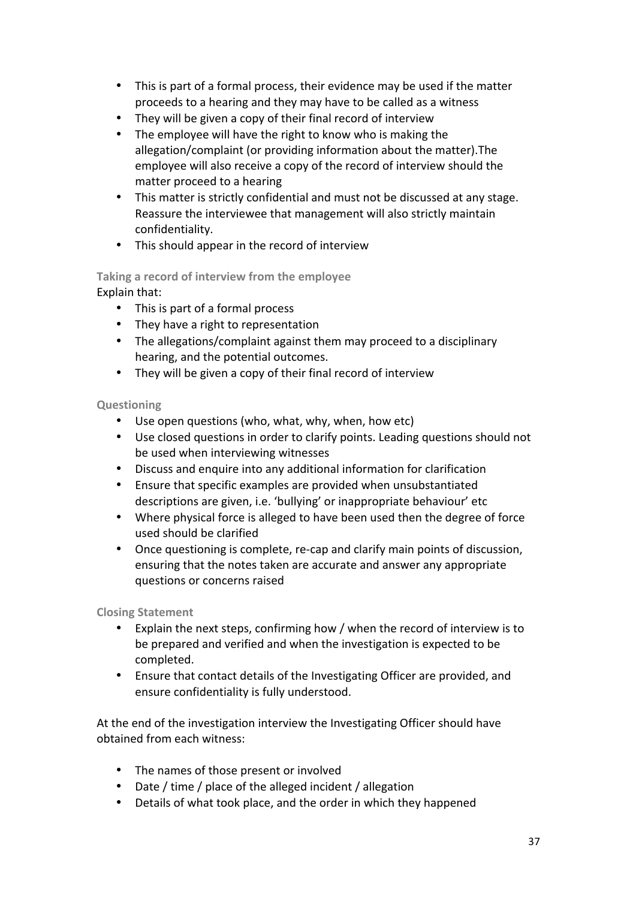- This is part of a formal process, their evidence may be used if the matter proceeds to a hearing and they may have to be called as a witness
- They will be given a copy of their final record of interview
- The employee will have the right to know who is making the allegation/complaint (or providing information about the matter).The employee will also receive a copy of the record of interview should the matter proceed to a hearing
- This matter is strictly confidential and must not be discussed at any stage. Reassure the interviewee that management will also strictly maintain confidentiality.
- This should appear in the record of interview

#### Taking a record of interview from the employee

Explain that:

- This is part of a formal process
- They have a right to representation
- The allegations/complaint against them may proceed to a disciplinary hearing, and the potential outcomes.
- They will be given a copy of their final record of interview

#### Questioning

- Use open questions (who, what, why, when, how etc)
- Use closed questions in order to clarify points. Leading questions should not be used when interviewing witnesses
- Discuss and enquire into any additional information for clarification
- Ensure that specific examples are provided when unsubstantiated descriptions are given, i.e. 'bullying' or inappropriate behaviour' etc
- Where physical force is alleged to have been used then the degree of force used should be clarified
- Once questioning is complete, re-cap and clarify main points of discussion, ensuring that the notes taken are accurate and answer any appropriate questions or concerns raised

#### Closing Statement

- Explain the next steps, confirming how / when the record of interview is to be prepared and verified and when the investigation is expected to be completed.
- Ensure that contact details of the Investigating Officer are provided, and ensure confidentiality is fully understood.

At the end of the investigation interview the Investigating Officer should have obtained from each witness:

- The names of those present or involved
- Date / time / place of the alleged incident / allegation
- Details of what took place, and the order in which they happened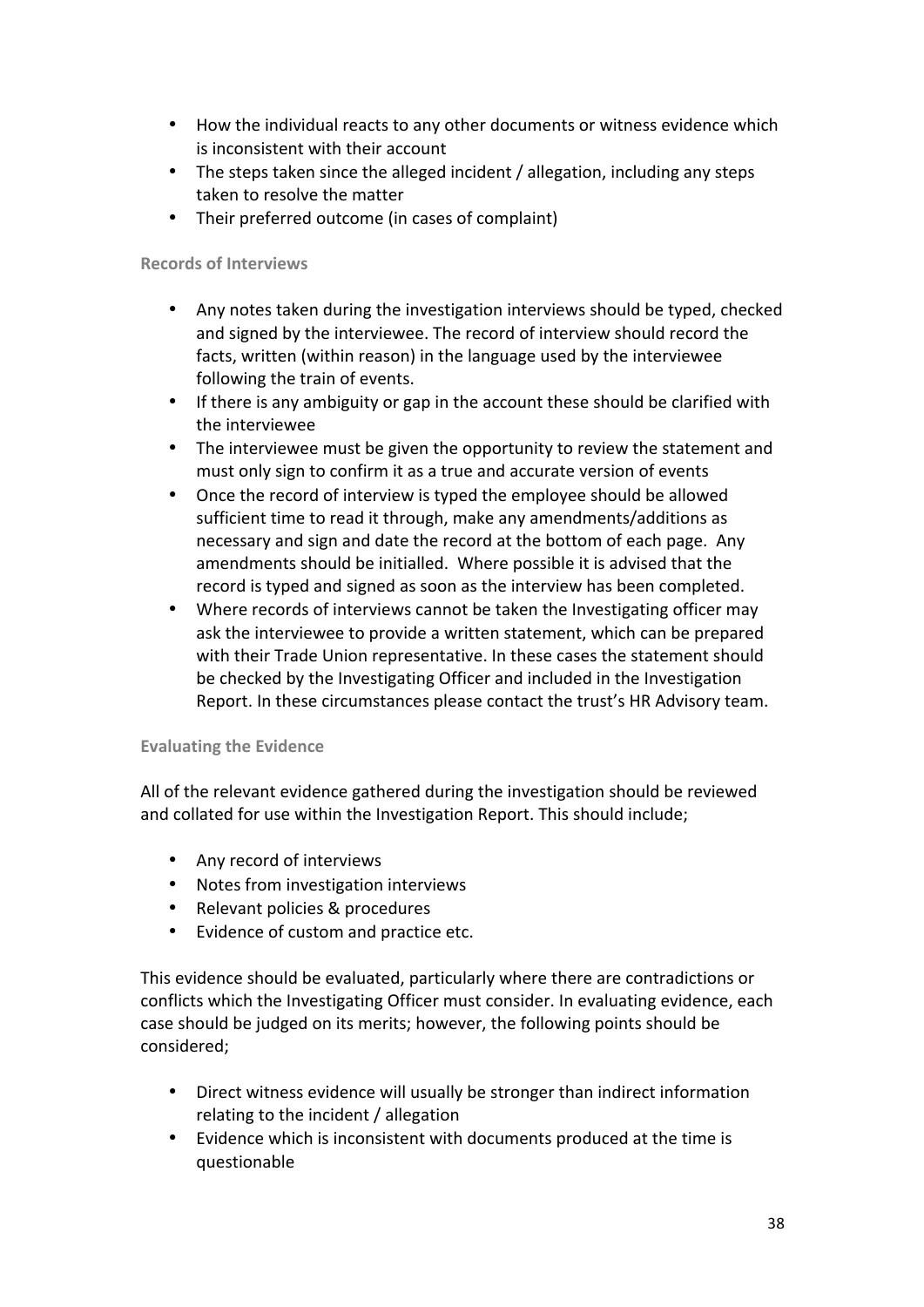- How the individual reacts to any other documents or witness evidence which is inconsistent with their account
- The steps taken since the alleged incident / allegation, including any steps taken to resolve the matter
- Their preferred outcome (in cases of complaint)

### Records of Interviews

- Any notes taken during the investigation interviews should be typed, checked and signed by the interviewee. The record of interview should record the facts, written (within reason) in the language used by the interviewee following the train of events.
- If there is any ambiguity or gap in the account these should be clarified with the interviewee
- The interviewee must be given the opportunity to review the statement and must only sign to confirm it as a true and accurate version of events
- Once the record of interview is typed the employee should be allowed sufficient time to read it through, make any amendments/additions as necessary and sign and date the record at the bottom of each page. Any amendments should be initialled. Where possible it is advised that the record is typed and signed as soon as the interview has been completed.
- Where records of interviews cannot be taken the Investigating officer may ask the interviewee to provide a written statement, which can be prepared with their Trade Union representative. In these cases the statement should be checked by the Investigating Officer and included in the Investigation Report. In these circumstances please contact the trust's HR Advisory team.

### Evaluating the Evidence

All of the relevant evidence gathered during the investigation should be reviewed and collated for use within the Investigation Report. This should include;

- Any record of interviews
- Notes from investigation interviews
- Relevant policies & procedures
- Evidence of custom and practice etc.

This evidence should be evaluated, particularly where there are contradictions or conflicts which the Investigating Officer must consider. In evaluating evidence, each case should be judged on its merits; however, the following points should be considered;

- Direct witness evidence will usually be stronger than indirect information relating to the incident / allegation
- Evidence which is inconsistent with documents produced at the time is questionable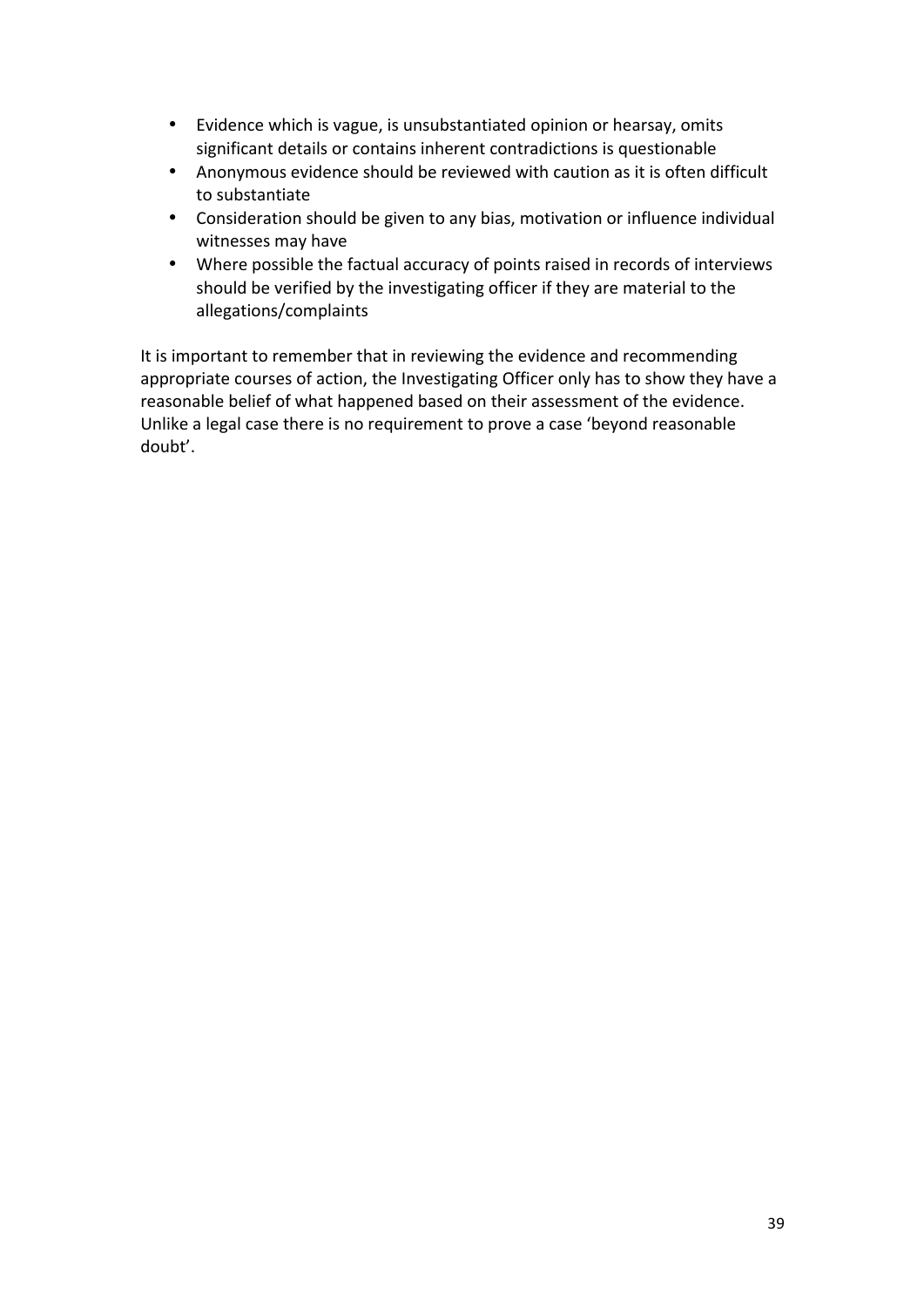- Evidence which is vague, is unsubstantiated opinion or hearsay, omits significant details or contains inherent contradictions is questionable
- Anonymous evidence should be reviewed with caution as it is often difficult to substantiate
- Consideration should be given to any bias, motivation or influence individual witnesses may have
- Where possible the factual accuracy of points raised in records of interviews should be verified by the investigating officer if they are material to the allegations/complaints

It is important to remember that in reviewing the evidence and recommending appropriate courses of action, the Investigating Officer only has to show they have a reasonable belief of what happened based on their assessment of the evidence. Unlike a legal case there is no requirement to prove a case 'beyond reasonable doubt'.